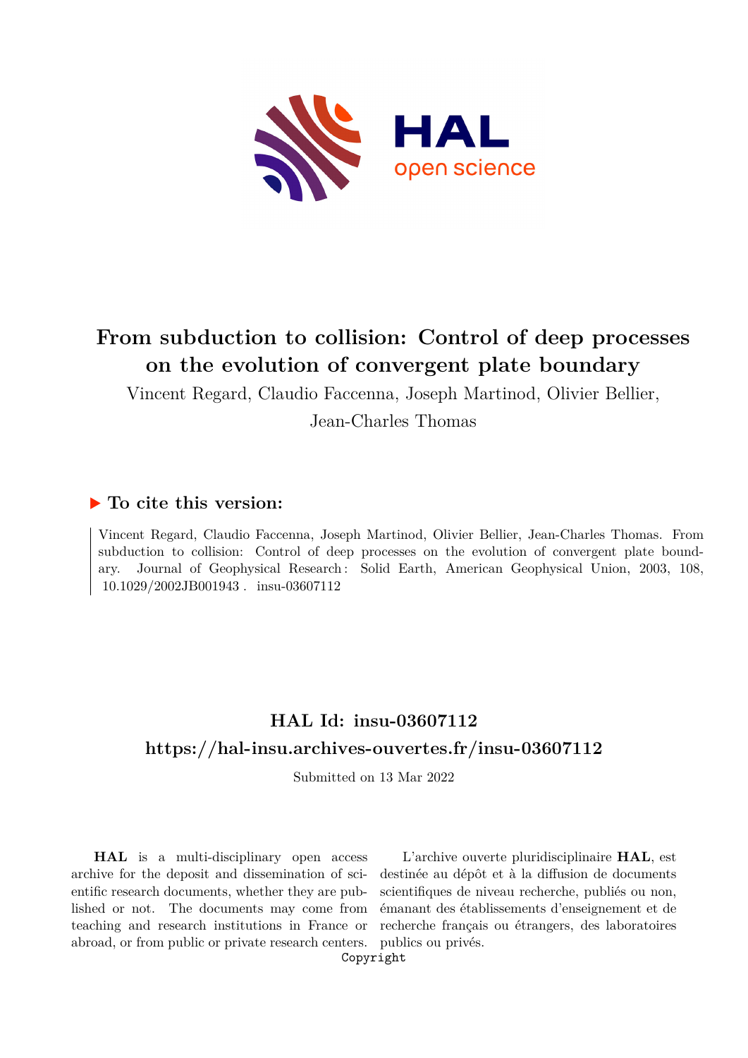# From subduction to collision: Control of deep processes on the evolution of convergent plate boundary

Vincent Regard, Claudio Faccenna, Joseph Martinod, Olivier Bellier, Jean-Charles Thomas

## ▶ To cite this version:

Vincent Regard, Claudio Faccenna, Joseph Martinod, Olivier Bellier, Jean-Charles Thomas. From subduction to collision: Control of deep processes on the evolution of convergent plate boundary. Journal of Geophysical Research : Solid Earth, American Geophysical Union, 2003, 108, 10.1029/2002JB001943 . insu-03607112

## HAL Id: insu-03607112

## https://hal-insu.archives-ouvertes.fr/insu-03607112

Submitted on 13 Mar 2022

**HAL** is a multi-disciplinary open access archive for the deposit and dissemination of scientific research documents, whether they are published or not. The documents may come from teaching and research institutions in France or abroad, or from public or private research centers.

L'archive ouverte pluridisciplinaire **HAL**, est destinée au dépôt et à la diffusion de documents scientifiques de niveau recherche, publiés ou non, émanant des établissements d'enseignement et de recherche français ou étrangers, des laboratoires publics ou privés.

Copyright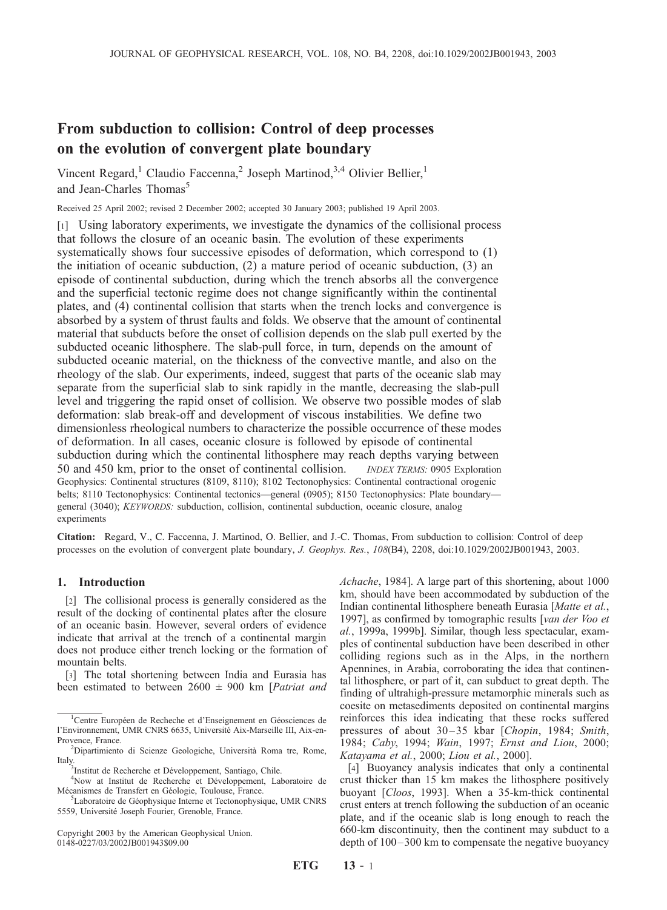# From subduction to collision: Control of deep processes on the evolution of convergent plate boundary

Vincent Regard,[1] Claudio Faccenna,[2] Joseph Martinod,[3,4] Olivier Bellier,[1] and Jean-Charles Thomas[5]

Received 25 April 2002; revised 2 December 2002; accepted 30 January 2003; published 19 April 2003.

[1] Using laboratory experiments, we investigate the dynamics of the collisional process that follows the closure of an oceanic basin. The evolution of these experiments systematically shows four successive episodes of deformation, which correspond to (1) the initiation of oceanic subduction, (2) a mature period of oceanic subduction, (3) an episode of continental subduction, during which the trench absorbs all the convergence and the superficial tectonic regime does not change significantly within the continental plates, and (4) continental collision that starts when the trench locks and convergence is absorbed by a system of thrust faults and folds. We observe that the amount of continental material that subducts before the onset of collision depends on the slab pull exerted by the subducted oceanic lithosphere. The slab-pull force, in turn, depends on the amount of subducted oceanic material, on the thickness of the convective mantle, and also on the rheology of the slab. Our experiments, indeed, suggest that parts of the oceanic slab may separate from the superficial slab to sink rapidly in the mantle, decreasing the slab-pull level and triggering the rapid onset of collision. We observe two possible modes of slab deformation: slab break-off and development of viscous instabilities. We define two dimensionless rheological numbers to characterize the possible occurrence of these modes of deformation. In all cases, oceanic closure is followed by episode of continental subduction during which the continental lithosphere may reach depths varying between 50 and 450 km, prior to the onset of continental collision. *INDEX TERMS:* 0905 Exploration Geophysics: Continental structures (8109, 8110); 8102 Tectonophysics: Continental contractional orogenic belts; 8110 Tectonophysics: Continental tectonics—general (0905); 8150 Tectonophysics: Plate boundary—general (3040); *KEYWORDS:* subduction, collision, continental subduction, oceanic closure, analog experiments

**Citation:** Regard, V., C. Faccenna, J. Martinod, O. Bellier, and J.-C. Thomas, From subduction to collision: Control of deep processes on the evolution of convergent plate boundary, *J. Geophys. Res.*, *108*(B4), 2208, doi:10.1029/2002JB001943, 2003.

## 1. Introduction

[2] The collisional process is generally considered as the result of the docking of continental plates after the closure of an oceanic basin. However, several orders of evidence indicate that arrival at the trench of a continental margin does not produce either trench locking or the formation of mountain belts.

[3] The total shortening between India and Eurasia has been estimated to between 2600 ± 900 km [*Patriat and Achache*, 1984]. A large part of this shortening, about 1000 km, should have been accommodated by subduction of the Indian continental lithosphere beneath Eurasia [*Matte et al.*, 1997], as confirmed by tomographic results [*van der Voo et al.*, 1999a, 1999b]. Similar, though less spectacular, examples of continental subduction have been described in other colliding regions such as in the Alps, in the northern Apennines, in Arabia, corroborating the idea that continental lithosphere, or part of it, can subduct to great depth. The finding of ultrahigh-pressure metamorphic minerals such as coesite on metasediments deposited on continental margins reinforces this idea indicating that these rocks suffered pressures of about 30–35 kbar [*Chopin*, 1984; *Smith*, 1984; *Caby*, 1994; *Wain*, 1997; *Ernst and Liou*, 2000; *Katayama et al.*, 2000; *Liou et al.*, 2000].

[4] Buoyancy analysis indicates that only a continental crust thicker than 15 km makes the lithosphere positively buoyant [*Cloos*, 1993]. When a 35-km-thick continental crust enters at trench following the subduction of an oceanic plate, and if the oceanic slab is long enough to reach the 660-km discontinuity, then the continent may subduct to a depth of 100–300 km to compensate the negative buoyancy

[1] Centre Européen de Recheche et d'Enseignement en Géosciences de l'Environnement, UMR CNRS 6635, Université Aix-Marseille III, Aix-en-Provence, France.

[2] Dipartimiento di Scienze Geologiche, Università Roma tre, Rome, Italy.

[3] Institut de Recherche et Développement, Santiago, Chile.

[4] Now at Institut de Recherche et Développement, Laboratoire de Mécanismes de Transfert en Géologie, Toulouse, France.

[5] Laboratoire de Géophysique Interne et Tectonophysique, UMR CNRS 5559, Université Joseph Fourier, Grenoble, France.

Copyright 2003 by the American Geophysical Union.
0148-0227/03/2002JB001943$09.00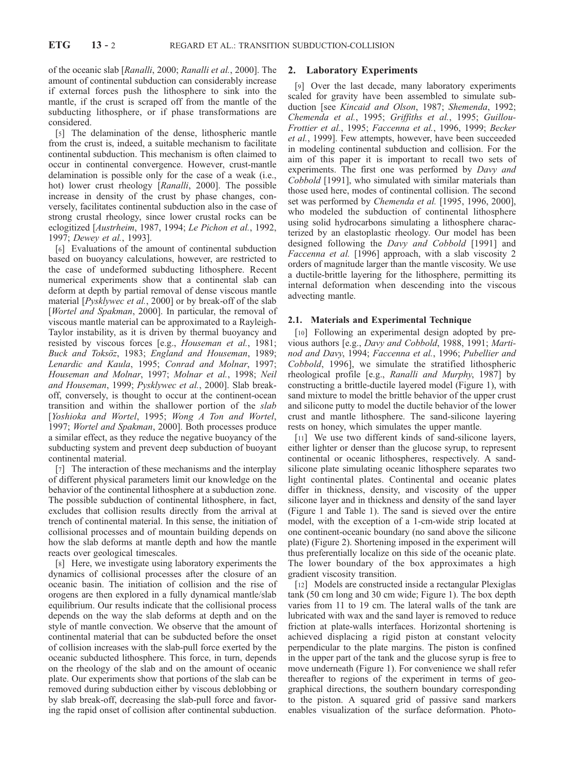of the oceanic slab [*Ranalli*, 2000; *Ranalli et al.*, 2000]. The amount of continental subduction can considerably increase if external forces push the lithosphere to sink into the mantle, if the crust is scraped off from the mantle of the subducting lithosphere, or if phase transformations are considered.

[5] The delamination of the dense, lithospheric mantle from the crust is, indeed, a suitable mechanism to facilitate continental subduction. This mechanism is often claimed to occur in continental convergence. However, crust-mantle delamination is possible only for the case of a weak (i.e., hot) lower crust rheology [*Ranalli*, 2000]. The possible increase in density of the crust by phase changes, conversely, facilitates continental subduction also in the case of strong crustal rheology, since lower crustal rocks can be eclogitized [*Austrheim*, 1987, 1994; *Le Pichon et al.*, 1992, 1997; *Dewey et al.*, 1993].

[6] Evaluations of the amount of continental subduction based on buoyancy calculations, however, are restricted to the case of undeformed subducting lithosphere. Recent numerical experiments show that a continental slab can deform at depth by partial removal of dense viscous mantle material [*Pysklywec et al.*, 2000] or by break-off of the slab [*Wortel and Spakman*, 2000]. In particular, the removal of viscous mantle material can be approximated to a Rayleigh-Taylor instability, as it is driven by thermal buoyancy and resisted by viscous forces [e.g., *Houseman et al.*, 1981; *Buck and Toksöz*, 1983; *England and Houseman*, 1989; *Lenardic and Kaula*, 1995; *Conrad and Molnar*, 1997; *Houseman and Molnar*, 1997; *Molnar et al.*, 1998; *Neil and Houseman*, 1999; *Pysklywec et al.*, 2000]. Slab break-off, conversely, is thought to occur at the continent-ocean transition and within the shallower portion of the *slab* [*Yoshioka and Wortel*, 1995; *Wong A Ton and Wortel*, 1997; *Wortel and Spakman*, 2000]. Both processes produce a similar effect, as they reduce the negative buoyancy of the subducting system and prevent deep subduction of buoyant continental material.

[7] The interaction of these mechanisms and the interplay of different physical parameters limit our knowledge on the behavior of the continental lithosphere at a subduction zone. The possible subduction of continental lithosphere, in fact, excludes that collision results directly from the arrival at trench of continental material. In this sense, the initiation of collisional processes and of mountain building depends on how the slab deforms at mantle depth and how the mantle reacts over geological timescales.

[8] Here, we investigate using laboratory experiments the dynamics of collisional processes after the closure of an oceanic basin. The initiation of collision and the rise of orogens are then explored in a fully dynamical mantle/slab equilibrium. Our results indicate that the collisional process depends on the way the slab deforms at depth and on the style of mantle convection. We observe that the amount of continental material that can be subducted before the onset of collision increases with the slab-pull force exerted by the oceanic subducted lithosphere. This force, in turn, depends on the rheology of the slab and on the amount of oceanic plate. Our experiments show that portions of the slab can be removed during subduction either by viscous deblobbing or by slab break-off, decreasing the slab-pull force and favoring the rapid onset of collision after continental subduction.

## 2. Laboratory Experiments

[9] Over the last decade, many laboratory experiments scaled for gravity have been assembled to simulate subduction [see *Kincaid and Olson*, 1987; *Shemenda*, 1992; *Chemenda et al.*, 1995; *Griffiths et al.*, 1995; *Guillou-Frottier et al.*, 1995; *Faccenna et al.*, 1996, 1999; *Becker et al.*, 1999]. Few attempts, however, have been succeeded in modeling continental subduction and collision. For the aim of this paper it is important to recall two sets of experiments. The first one was performed by *Davy and Cobbold* [1991], who simulated with similar materials than those used here, modes of continental collision. The second set was performed by *Chemenda et al.* [1995, 1996, 2000], who modeled the subduction of continental lithosphere using solid hydrocarbons simulating a lithosphere characterized by an elastoplastic rheology. Our model has been designed following the *Davy and Cobbold* [1991] and *Faccenna et al.* [1996] approach, with a slab viscosity 2 orders of magnitude larger than the mantle viscosity. We use a ductile-brittle layering for the lithosphere, permitting its internal deformation when descending into the viscous advecting mantle.

### 2.1. Materials and Experimental Technique

[10] Following an experimental design adopted by previous authors [e.g., *Davy and Cobbold*, 1988, 1991; *Martinod and Davy*, 1994; *Faccenna et al.*, 1996; *Pubellier and Cobbold*, 1996], we simulate the stratified lithospheric rheological profile [e.g., *Ranalli and Murphy*, 1987] by constructing a brittle-ductile layered model (Figure 1), with sand mixture to model the brittle behavior of the upper crust and silicone putty to model the ductile behavior of the lower crust and mantle lithosphere. The sand-silicone layering rests on honey, which simulates the upper mantle.

[11] We use two different kinds of sand-silicone layers, either lighter or denser than the glucose syrup, to represent continental or oceanic lithospheres, respectively. A sand-silicone plate simulating oceanic lithosphere separates two light continental plates. Continental and oceanic plates differ in thickness, density, and viscosity of the upper silicone layer and in thickness and density of the sand layer (Figure 1 and Table 1). The sand is sieved over the entire model, with the exception of a 1-cm-wide strip located at one continent-oceanic boundary (no sand above the silicone plate) (Figure 2). Shortening imposed in the experiment will thus preferentially localize on this side of the oceanic plate. The lower boundary of the box approximates a high gradient viscosity transition.

[12] Models are constructed inside a rectangular Plexiglas tank (50 cm long and 30 cm wide; Figure 1). The box depth varies from 11 to 19 cm. The lateral walls of the tank are lubricated with wax and the sand layer is removed to reduce friction at plate-walls interfaces. Horizontal shortening is achieved displacing a rigid piston at constant velocity perpendicular to the plate margins. The piston is confined in the upper part of the tank and the glucose syrup is free to move underneath (Figure 1). For convenience we shall refer thereafter to regions of the experiment in terms of geographical directions, the southern boundary corresponding to the piston. A squared grid of passive sand markers enables visualization of the surface deformation. Photo-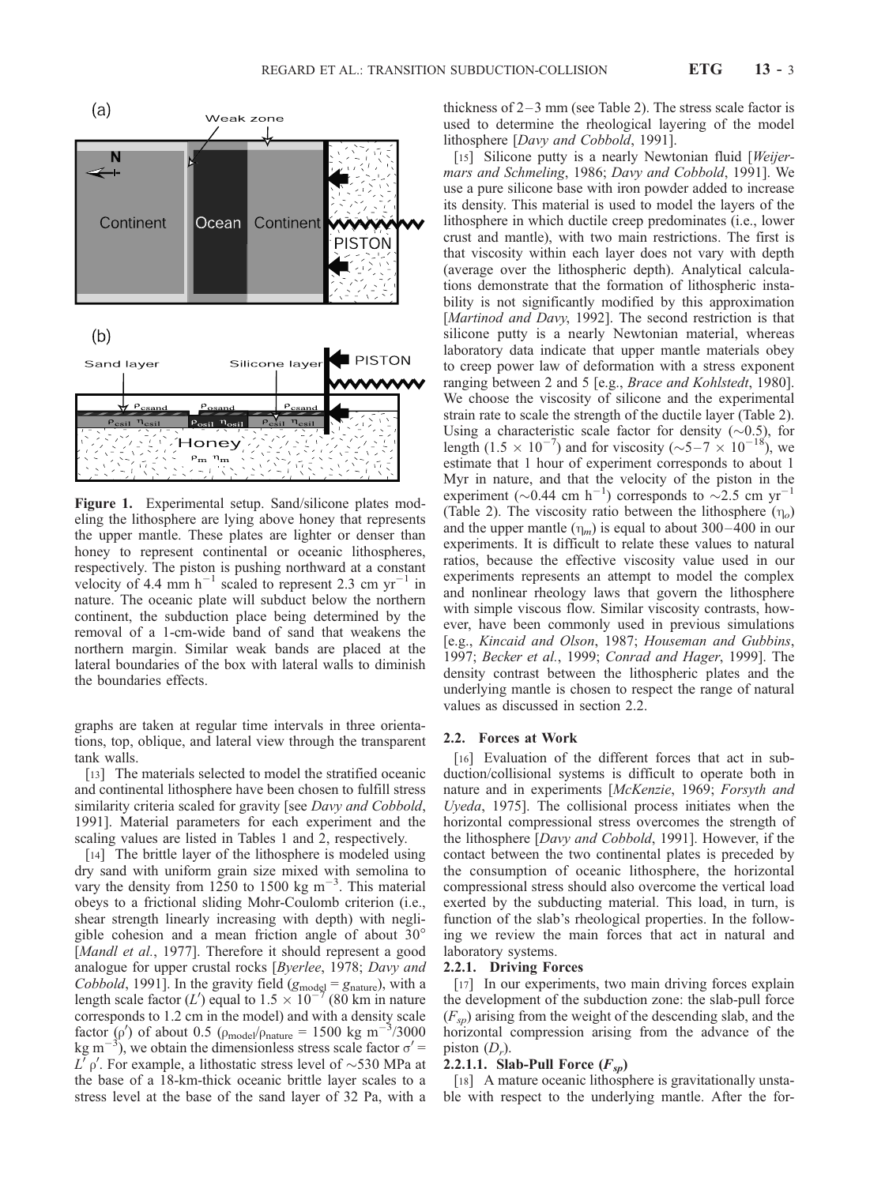**Figure 1.** Experimental setup. Sand/silicone plates modeling the lithosphere are lying above honey that represents the upper mantle. These plates are lighter or denser than honey to represent continental or oceanic lithospheres, respectively. The piston is pushing northward at a constant velocity of 4.4 mm $h^{-1}$ scaled to represent 2.3 cm $yr^{-1}$ in nature. The oceanic plate will subduct below the northern continent, the subduction place being determined by the removal of a 1-cm-wide band of sand that weakens the northern margin. Similar weak bands are placed at the lateral boundaries of the box with lateral walls to diminish the boundaries effects.

graphs are taken at regular time intervals in three orientations, top, oblique, and lateral view through the transparent tank walls.

[13] The materials selected to model the stratified oceanic and continental lithosphere have been chosen to fulfill stress similarity criteria scaled for gravity [see *Davy and Cobbold*, 1991]. Material parameters for each experiment and the scaling values are listed in Tables 1 and 2, respectively.

[14] The brittle layer of the lithosphere is modeled using dry sand with uniform grain size mixed with semolina to vary the density from 1250 to 1500 kg $m^{-3}$. This material obeys to a frictional sliding Mohr-Coulomb criterion (i.e., shear strength linearly increasing with depth) with negligible cohesion and a mean friction angle of about 30° [*Mandl et al.*, 1977]. Therefore it should represent a good analogue for upper crustal rocks [*Byerlee*, 1978; *Davy and Cobbold*, 1991]. In the gravity field ($g_{model} = g_{nature}$), with a length scale factor ($L'$) equal to $1.5 \times 10^{-7}$ (80 km in nature corresponds to 1.2 cm in the model) and with a density scale factor ($\rho'$) of about 0.5 ($\rho_{model}/\rho_{nature}$ = 1500 kg $m^{-3}$/3000 kg $m^{-3}$), we obtain the dimensionless stress scale factor $\sigma' = L'\rho'$. For example, a lithostatic stress level of ~530 MPa at the base of a 18-km-thick oceanic brittle layer scales to a stress level at the base of the sand layer of 32 Pa, with a thickness of 2–3 mm (see Table 2). The stress scale factor is used to determine the rheological layering of the model lithosphere [*Davy and Cobbold*, 1991].

[15] Silicone putty is a nearly Newtonian fluid [*Weijermars and Schmeling*, 1986; *Davy and Cobbold*, 1991]. We use a pure silicone base with iron powder added to increase its density. This material is used to model the layers of the lithosphere in which ductile creep predominates (i.e., lower crust and mantle), with two main restrictions. The first is that viscosity within each layer does not vary with depth (average over the lithospheric depth). Analytical calculations demonstrate that the formation of lithospheric instability is not significantly modified by this approximation [*Martinod and Davy*, 1992]. The second restriction is that silicone putty is a nearly Newtonian material, whereas laboratory data indicate that upper mantle materials obey to creep power law of deformation with a stress exponent ranging between 2 and 5 [e.g., *Brace and Kohlstedt*, 1980]. We choose the viscosity of silicone and the experimental strain rate to scale the strength of the ductile layer (Table 2). Using a characteristic scale factor for density (~0.5), for length ($1.5 \times 10^{-7}$) and for viscosity (~$5-7 \times 10^{-18}$), we estimate that 1 hour of experiment corresponds to about 1 Myr in nature, and that the velocity of the piston in the experiment (~0.44 cm $h^{-1}$) corresponds to ~2.5 cm $yr^{-1}$ (Table 2). The viscosity ratio between the lithosphere ($\eta_o$) and the upper mantle ($\eta_m$) is equal to about 300–400 in our experiments. It is difficult to relate these values to natural ratios, because the effective viscosity value used in our experiments represents an attempt to model the complex and nonlinear rheology laws that govern the lithosphere with simple viscous flow. Similar viscosity contrasts, however, have been commonly used in previous simulations [e.g., *Kincaid and Olson*, 1987; *Houseman and Gubbins*, 1997; *Becker et al.*, 1999; *Conrad and Hager*, 1999]. The density contrast between the lithospheric plates and the underlying mantle is chosen to respect the range of natural values as discussed in section 2.2.

## 2.2. Forces at Work

[16] Evaluation of the different forces that act in subduction/collisional systems is difficult to operate both in nature and in experiments [*McKenzie*, 1969; *Forsyth and Uyeda*, 1975]. The collisional process initiates when the horizontal compressional stress overcomes the strength of the lithosphere [*Davy and Cobbold*, 1991]. However, if the contact between the two continental plates is preceded by the consumption of oceanic lithosphere, the horizontal compressional stress should also overcome the vertical load exerted by the subducting material. This load, in turn, is function of the slab's rheological properties. In the following we review the main forces that act in natural and laboratory systems.

### 2.2.1. Driving Forces

[17] In our experiments, two main driving forces explain the development of the subduction zone: the slab-pull force ($F_{sp}$) arising from the weight of the descending slab, and the horizontal compression arising from the advance of the piston ($D_r$).

#### 2.2.1.1. Slab-Pull Force ($F_{sp}$)

[18] A mature oceanic lithosphere is gravitationally unstable with respect to the underlying mantle. After the for-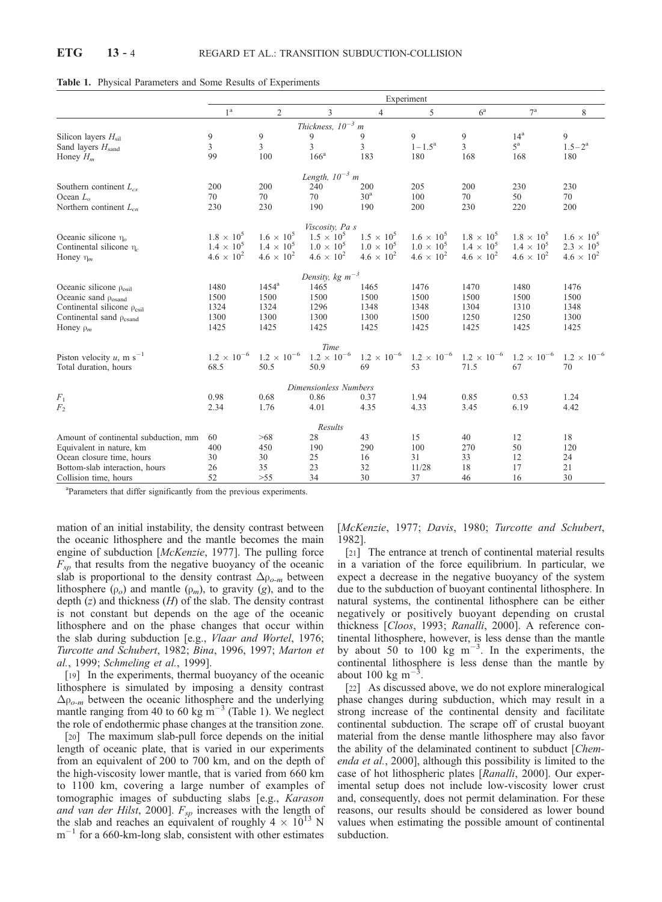**Table 1.** Physical Parameters and Some Results of Experiments

| | Experiment | | | | | | | |
|---|---|---|---|---|---|---|---|---|
| | 1[a] | 2 | 3 | 4 | 5 | 6[a] | 7[a] | 8 |
| *Thickness, $10^{-3}$ m* | | | | | | | | |
| Silicon layers $H_{sil}$ | 9 | 9 | 9 | 9 | 9 | 9 | 14[a] | 9 |
| Sand layers $H_{sand}$ | 3 | 3 | 3 | 3 | 1–1.5[a] | 3 | 5[a] | 1.5–2[a] |
| Honey $H_m$ | 99 | 100 | 166[a] | 183 | 180 | 168 | 168 | 180 |
| *Length, $10^{-3}$ m* | | | | | | | | |
| Southern continent $L_{cs}$ | 200 | 200 | 240 | 200 | 205 | 200 | 230 | 230 |
| Ocean $L_o$ | 70 | 70 | 70 | 30[a] | 100 | 70 | 50 | 70 |
| Northern continent $L_{cn}$ | 230 | 230 | 190 | 190 | 200 | 230 | 220 | 200 |
| *Viscosity, Pa s* | | | | | | | | |
| Oceanic silicone $\eta_o$ | $1.8 \times 10^5$ | $1.6 \times 10^5$ | $1.5 \times 10^5$ | $1.5 \times 10^5$ | $1.6 \times 10^5$ | $1.8 \times 10^5$ | $1.8 \times 10^5$ | $1.6 \times 10^5$ |
| Continental silicone $\eta_c$ | $1.4 \times 10^5$ | $1.4 \times 10^5$ | $1.0 \times 10^5$ | $1.0 \times 10^5$ | $1.0 \times 10^5$ | $1.4 \times 10^5$ | $1.4 \times 10^5$ | $2.3 \times 10^5$ |
| Honey $\eta_m$ | $4.6 \times 10^2$ | $4.6 \times 10^2$ | $4.6 \times 10^2$ | $4.6 \times 10^2$ | $4.6 \times 10^2$ | $4.6 \times 10^2$ | $4.6 \times 10^2$ | $4.6 \times 10^2$ |
| *Density, kg $m^{-3}$* | | | | | | | | |
| Oceanic silicone $\rho_{osil}$ | 1480 | 1454[a] | 1465 | 1465 | 1476 | 1470 | 1480 | 1476 |
| Oceanic sand $\rho_{osand}$ | 1500 | 1500 | 1500 | 1500 | 1500 | 1500 | 1500 | 1500 |
| Continental silicone $\rho_{csil}$ | 1324 | 1324 | 1296 | 1348 | 1348 | 1304 | 1310 | 1348 |
| Continental sand $\rho_{csand}$ | 1300 | 1300 | 1300 | 1300 | 1500 | 1250 | 1250 | 1300 |
| Honey $\rho_m$ | 1425 | 1425 | 1425 | 1425 | 1425 | 1425 | 1425 | 1425 |
| *Time* | | | | | | | | |
| Piston velocity $u$, m $s^{-1}$ | $1.2 \times 10^{-6}$ | $1.2 \times 10^{-6}$ | $1.2 \times 10^{-6}$ | $1.2 \times 10^{-6}$ | $1.2 \times 10^{-6}$ | $1.2 \times 10^{-6}$ | $1.2 \times 10^{-6}$ | $1.2 \times 10^{-6}$ |
| Total duration, hours | 68.5 | 50.5 | 50.9 | 69 | 53 | 71.5 | 67 | 70 |
| *Dimensionless Numbers* | | | | | | | | |
| $F_1$ | 0.98 | 0.68 | 0.86 | 0.37 | 1.94 | 0.85 | 0.53 | 1.24 |
| $F_2$ | 2.34 | 1.76 | 4.01 | 4.35 | 4.33 | 3.45 | 6.19 | 4.42 |
| *Results* | | | | | | | | |
| Amount of continental subduction, mm | 60 | >68 | 28 | 43 | 15 | 40 | 12 | 18 |
| Equivalent in nature, km | 400 | 450 | 190 | 290 | 100 | 270 | 50 | 120 |
| Ocean closure time, hours | 30 | 30 | 25 | 16 | 31 | 33 | 12 | 24 |
| Bottom-slab interaction, hours | 26 | 35 | 23 | 32 | 11/28 | 18 | 17 | 21 |
| Collision time, hours | 52 | >55 | 34 | 30 | 37 | 46 | 16 | 30 |

[a]Parameters that differ significantly from the previous experiments.

mation of an initial instability, the density contrast between the oceanic lithosphere and the mantle becomes the main engine of subduction [*McKenzie*, 1977]. The pulling force $F_{sp}$ that results from the negative buoyancy of the oceanic slab is proportional to the density contrast $\Delta\rho_{o\text{-}m}$ between lithosphere ($\rho_o$) and mantle ($\rho_m$), to gravity ($g$), and to the depth ($z$) and thickness ($H$) of the slab. The density contrast is not constant but depends on the age of the oceanic lithosphere and on the phase changes that occur within the slab during subduction [e.g., *Vlaar and Wortel*, 1976; *Turcotte and Schubert*, 1982; *Bina*, 1996, 1997; *Marton et al.*, 1999; *Schmeling et al.*, 1999].

[19] In the experiments, thermal buoyancy of the oceanic lithosphere is simulated by imposing a density contrast $\Delta\rho_{o\text{-}m}$ between the oceanic lithosphere and the underlying mantle ranging from 40 to 60 kg $m^{-3}$ (Table 1). We neglect the role of endothermic phase changes at the transition zone.

[20] The maximum slab-pull force depends on the initial length of oceanic plate, that is varied in our experiments from an equivalent of 200 to 700 km, and on the depth of the high-viscosity lower mantle, that is varied from 660 km to 1100 km, covering a large number of examples of tomographic images of subducting slabs [e.g., *Karason and van der Hilst*, 2000]. $F_{sp}$ increases with the length of the slab and reaches an equivalent of roughly $4 \times 10^{13}$ N $m^{-1}$ for a 660-km-long slab, consistent with other estimates [*McKenzie*, 1977; *Davis*, 1980; *Turcotte and Schubert*, 1982].

[21] The entrance at trench of continental material results in a variation of the force equilibrium. In particular, we expect a decrease in the negative buoyancy of the system due to the subduction of buoyant continental lithosphere. In natural systems, the continental lithosphere can be either negatively or positively buoyant depending on crustal thickness [*Cloos*, 1993; *Ranalli*, 2000]. A reference continental lithosphere, however, is less dense than the mantle by about 50 to 100 kg $m^{-3}$. In the experiments, the continental lithosphere is less dense than the mantle by about 100 kg $m^{-3}$.

[22] As discussed above, we do not explore mineralogical phase changes during subduction, which may result in a strong increase of the continental density and facilitate continental subduction. The scrape off of crustal buoyant material from the dense mantle lithosphere may also favor the ability of the delaminated continent to subduct [*Chemenda et al.*, 2000], although this possibility is limited to the case of hot lithospheric plates [*Ranalli*, 2000]. Our experimental setup does not include low-viscosity lower crust and, consequently, does not permit delamination. For these reasons, our results should be considered as lower bound values when estimating the possible amount of continental subduction.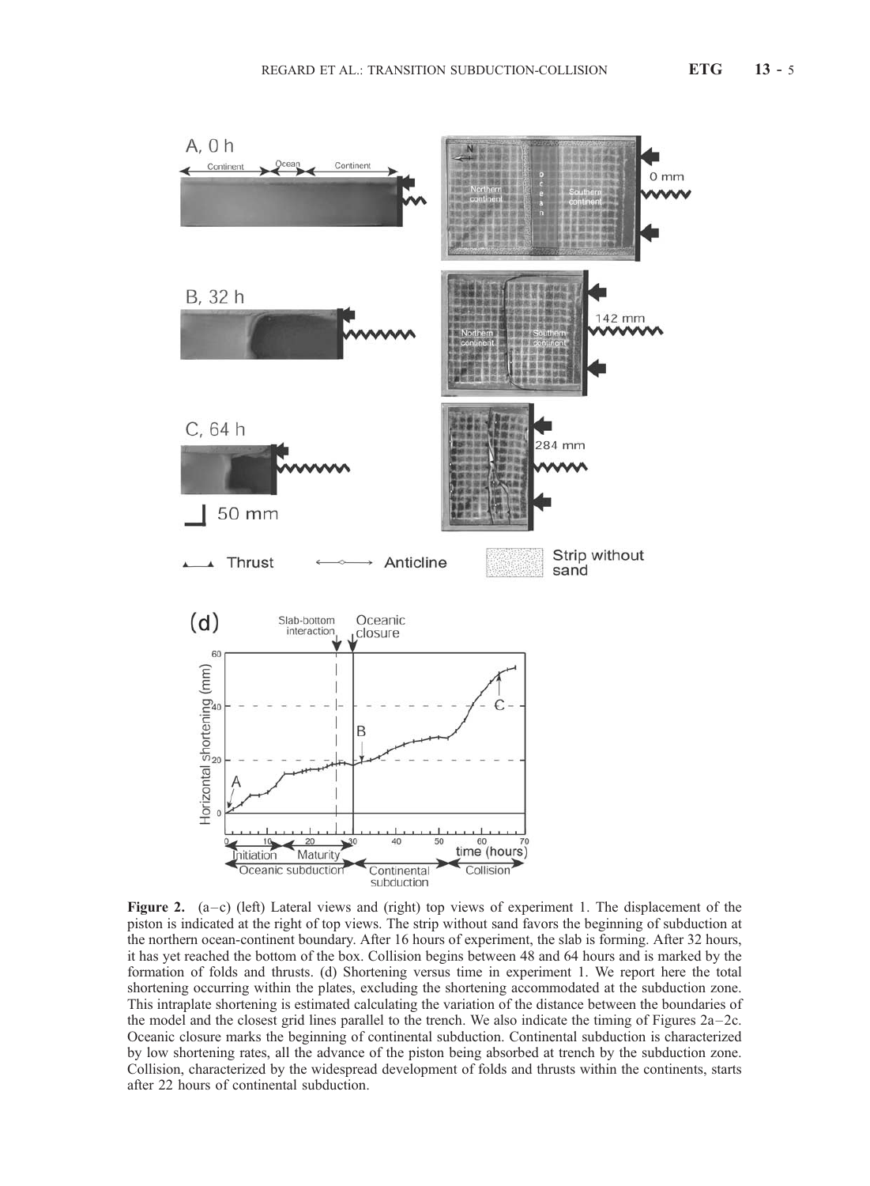**Figure 2.** (a–c) (left) Lateral views and (right) top views of experiment 1. The displacement of the piston is indicated at the right of top views. The strip without sand favors the beginning of subduction at the northern ocean-continent boundary. After 16 hours of experiment, the slab is forming. After 32 hours, it has yet reached the bottom of the box. Collision begins between 48 and 64 hours and is marked by the formation of folds and thrusts. (d) Shortening versus time in experiment 1. We report here the total shortening occurring within the plates, excluding the shortening accommodated at the subduction zone. This intraplate shortening is estimated calculating the variation of the distance between the boundaries of the model and the closest grid lines parallel to the trench. We also indicate the timing of Figures 2a–2c. Oceanic closure marks the beginning of continental subduction. Continental subduction is characterized by low shortening rates, all the advance of the piston being absorbed at trench by the subduction zone. Collision, characterized by the widespread development of folds and thrusts within the continents, starts after 22 hours of continental subduction.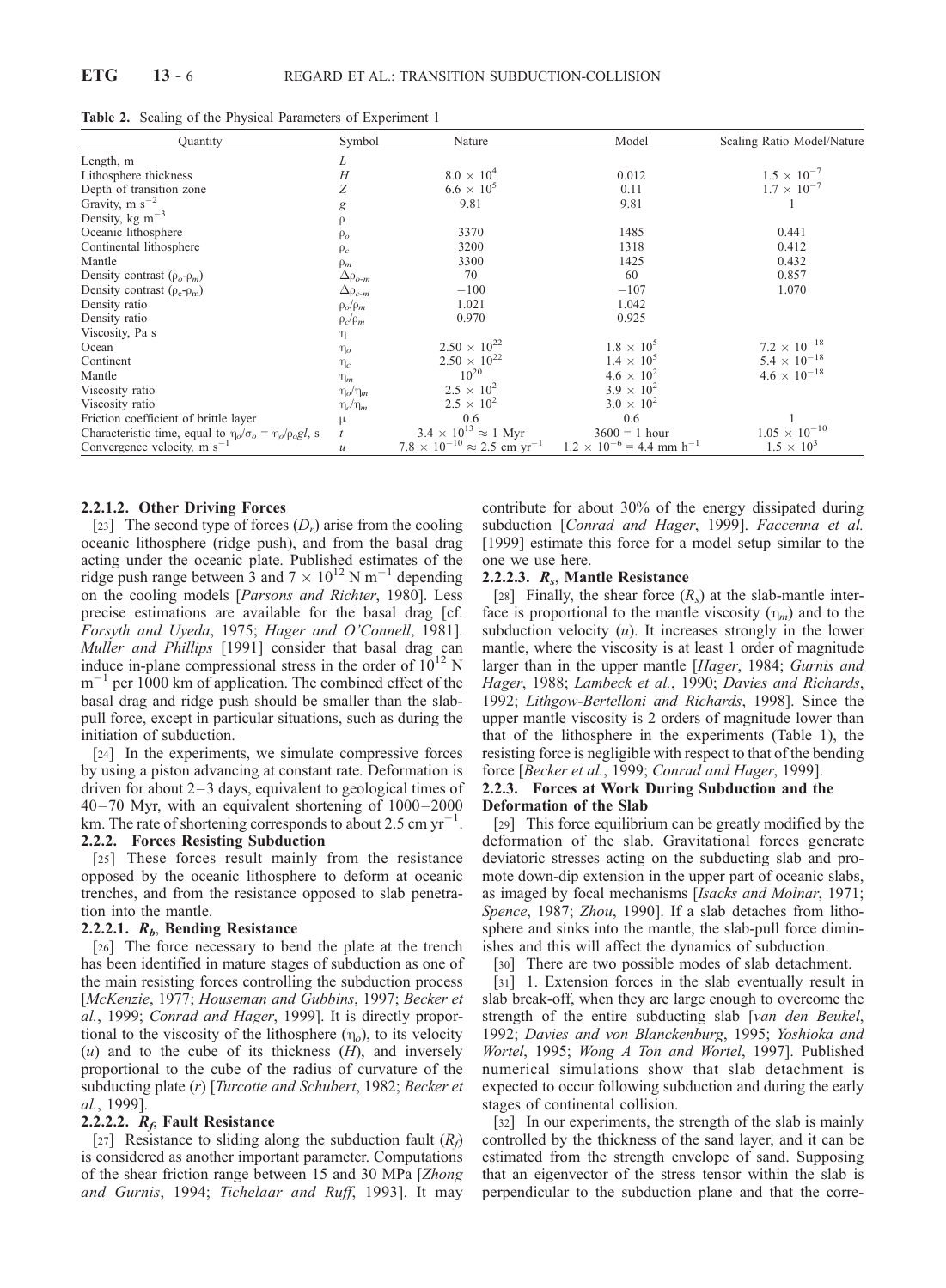**Table 2.** Scaling of the Physical Parameters of Experiment 1

| Quantity | Symbol | Nature | Model | Scaling Ratio Model/Nature |
|---|---|---|---|---|
| Length, m | $L$ | | | |
| Lithosphere thickness | $H$ | $8.0 \times 10^4$ | 0.012 | $1.5 \times 10^{-7}$ |
| Depth of transition zone | $Z$ | $6.6 \times 10^5$ | 0.11 | $1.7 \times 10^{-7}$ |
| Gravity, m s$^{-2}$ | $g$ | 9.81 | 9.81 | 1 |
| Density, kg m$^{-3}$ | $\rho$ | | | |
| Oceanic lithosphere | $\rho_o$ | 3370 | 1485 | 0.441 |
| Continental lithosphere | $\rho_c$ | 3200 | 1318 | 0.412 |
| Mantle | $\rho_m$ | 3300 | 1425 | 0.432 |
| Density contrast ($\rho_o$-$\rho_m$) | $\Delta\rho_{o\text{-}m}$ | 70 | 60 | 0.857 |
| Density contrast ($\rho_c$-$\rho_m$) | $\Delta\rho_{c\text{-}m}$ | −100 | −107 | 1.070 |
| Density ratio | $\rho_o/\rho_m$ | 1.021 | 1.042 | |
| Density ratio | $\rho_c/\rho_m$ | 0.970 | 0.925 | |
| Viscosity, Pa s | $\eta$ | | | |
| Ocean | $\eta_o$ | $2.50 \times 10^{22}$ | $1.8 \times 10^5$ | $7.2 \times 10^{-18}$ |
| Continent | $\eta_c$ | $2.50 \times 10^{22}$ | $1.4 \times 10^5$ | $5.4 \times 10^{-18}$ |
| Mantle | $\eta_m$ | $10^{20}$ | $4.6 \times 10^2$ | $4.6 \times 10^{-18}$ |
| Viscosity ratio | $\eta_o/\eta_m$ | $2.5 \times 10^2$ | $3.9 \times 10^2$ | |
| Viscosity ratio | $\eta_c/\eta_m$ | $2.5 \times 10^2$ | $3.0 \times 10^2$ | |
| Friction coefficient of brittle layer | $\mu$ | 0.6 | 0.6 | 1 |
| Characteristic time, equal to $\eta_o/\sigma_o = \eta_o/\rho_o g l$, s | $t$ | $3.4 \times 10^{13} \approx 1$ Myr | $3600 = 1$ hour | $1.05 \times 10^{-10}$ |
| Convergence velocity, m s$^{-1}$ | $u$ | $7.8 \times 10^{-10} \approx 2.5$ cm yr$^{-1}$ | $1.2 \times 10^{-6} = 4.4$ mm h$^{-1}$ | $1.5 \times 10^3$ |

#### 2.2.1.2. Other Driving Forces

[23] The second type of forces ($D_r$) arise from the cooling oceanic lithosphere (ridge push), and from the basal drag acting under the oceanic plate. Published estimates of the ridge push range between 3 and $7 \times 10^{12}$ N m$^{-1}$ depending on the cooling models [*Parsons and Richter*, 1980]. Less precise estimations are available for the basal drag [cf. *Forsyth and Uyeda*, 1975; *Hager and O'Connell*, 1981]. *Muller and Phillips* [1991] consider that basal drag can induce in-plane compressional stress in the order of $10^{12}$ N m$^{-1}$ per 1000 km of application. The combined effect of the basal drag and ridge push should be smaller than the slab-pull force, except in particular situations, such as during the initiation of subduction.

[24] In the experiments, we simulate compressive forces by using a piston advancing at constant rate. Deformation is driven for about 2–3 days, equivalent to geological times of 40–70 Myr, with an equivalent shortening of 1000–2000 km. The rate of shortening corresponds to about 2.5 cm yr$^{-1}$.

### 2.2.2. Forces Resisting Subduction

[25] These forces result mainly from the resistance opposed by the oceanic lithosphere to deform at oceanic trenches, and from the resistance opposed to slab penetration into the mantle.

#### 2.2.2.1. $R_b$, Bending Resistance

[26] The force necessary to bend the plate at the trench has been identified in mature stages of subduction as one of the main resisting forces controlling the subduction process [*McKenzie*, 1977; *Houseman and Gubbins*, 1997; *Becker et al.*, 1999; *Conrad and Hager*, 1999]. It is directly proportional to the viscosity of the lithosphere ($\eta_o$), to its velocity ($u$) and to the cube of its thickness ($H$), and inversely proportional to the cube of the radius of curvature of the subducting plate ($r$) [*Turcotte and Schubert*, 1982; *Becker et al.*, 1999].

#### 2.2.2.2. $R_f$, Fault Resistance

[27] Resistance to sliding along the subduction fault ($R_f$) is considered as another important parameter. Computations of the shear friction range between 15 and 30 MPa [*Zhong and Gurnis*, 1994; *Tichelaar and Ruff*, 1993]. It may contribute for about 30% of the energy dissipated during subduction [*Conrad and Hager*, 1999]. *Faccenna et al.* [1999] estimate this force for a model setup similar to the one we use here.

#### 2.2.2.3. $R_s$, Mantle Resistance

[28] Finally, the shear force ($R_s$) at the slab-mantle interface is proportional to the mantle viscosity ($\eta_m$) and to the subduction velocity ($u$). It increases strongly in the lower mantle, where the viscosity is at least 1 order of magnitude larger than in the upper mantle [*Hager*, 1984; *Gurnis and Hager*, 1988; *Lambeck et al.*, 1990; *Davies and Richards*, 1992; *Lithgow-Bertelloni and Richards*, 1998]. Since the upper mantle viscosity is 2 orders of magnitude lower than that of the lithosphere in the experiments (Table 1), the resisting force is negligible with respect to that of the bending force [*Becker et al.*, 1999; *Conrad and Hager*, 1999].

### 2.2.3. Forces at Work During Subduction and the Deformation of the Slab

[29] This force equilibrium can be greatly modified by the deformation of the slab. Gravitational forces generate deviatoric stresses acting on the subducting slab and promote down-dip extension in the upper part of oceanic slabs, as imaged by focal mechanisms [*Isacks and Molnar*, 1971; *Spence*, 1987; *Zhou*, 1990]. If a slab detaches from lithosphere and sinks into the mantle, the slab-pull force diminishes and this will affect the dynamics of subduction.

[30] There are two possible modes of slab detachment.

[31] 1. Extension forces in the slab eventually result in slab break-off, when they are large enough to overcome the strength of the entire subducting slab [*van den Beukel*, 1992; *Davies and von Blanckenburg*, 1995; *Yoshioka and Wortel*, 1995; *Wong A Ton and Wortel*, 1997]. Published numerical simulations show that slab detachment is expected to occur following subduction and during the early stages of continental collision.

[32] In our experiments, the strength of the slab is mainly controlled by the thickness of the sand layer, and it can be estimated from the strength envelope of sand. Supposing that an eigenvector of the stress tensor within the slab is perpendicular to the subduction plane and that the corre-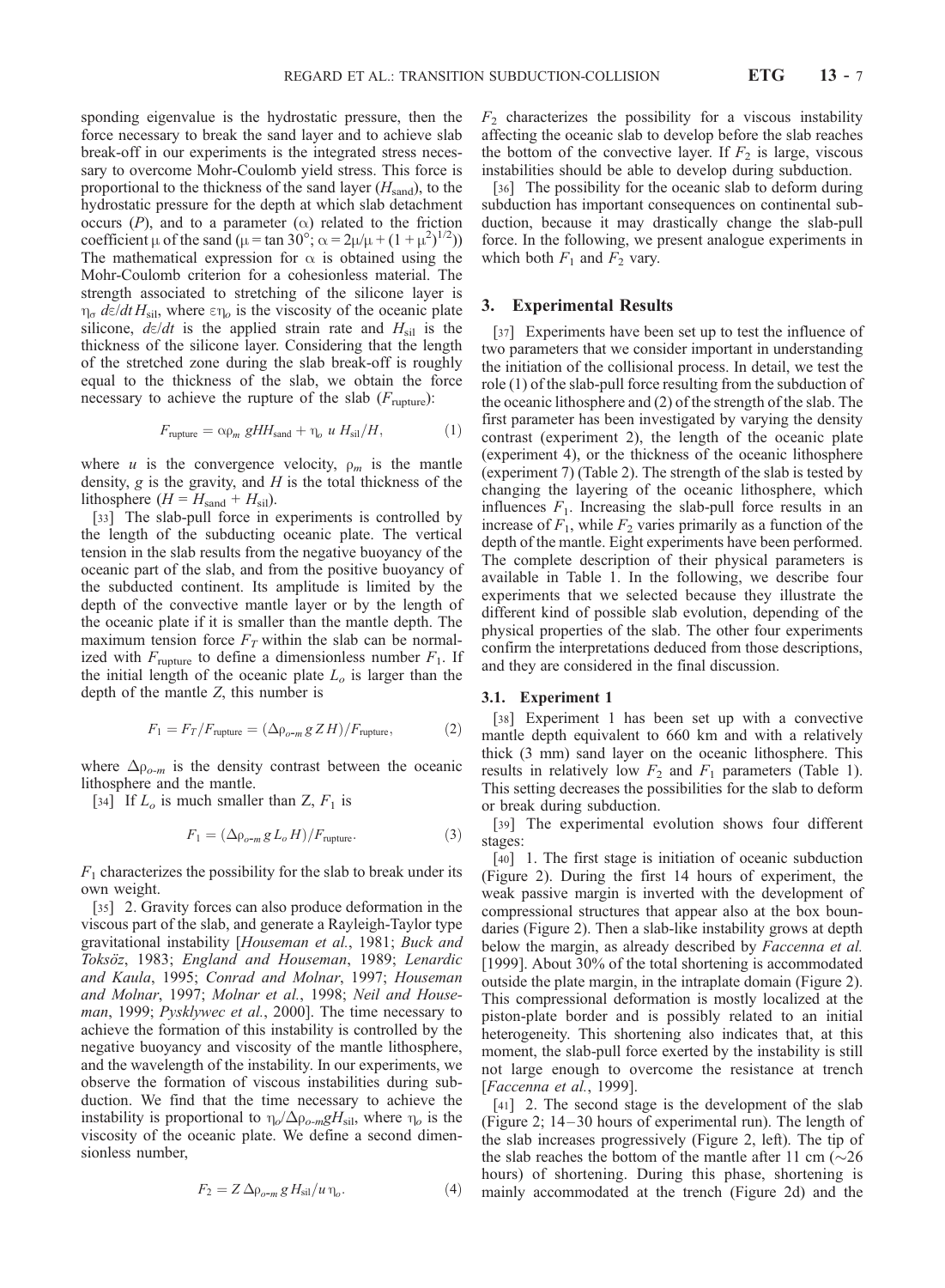sponding eigenvalue is the hydrostatic pressure, then the force necessary to break the sand layer and to achieve slab break-off in our experiments is the integrated stress necessary to overcome Mohr-Coulomb yield stress. This force is proportional to the thickness of the sand layer ($H_{sand}$), to the hydrostatic pressure for the depth at which slab detachment occurs ($P$), and to a parameter ($\alpha$) related to the friction coefficient $\mu$ of the sand ($\mu = \tan 30°$; $\alpha = 2\mu/\mu + (1 + \mu^2)^{1/2})$) The mathematical expression for $\alpha$ is obtained using the Mohr-Coulomb criterion for a cohesionless material. The strength associated to stretching of the silicone layer is $\eta_\sigma \, d\varepsilon/dt \, H_{sil}$, where $\varepsilon\eta_o$ is the viscosity of the oceanic plate silicone, $d\varepsilon/dt$ is the applied strain rate and $H_{sil}$ is the thickness of the silicone layer. Considering that the length of the stretched zone during the slab break-off is roughly equal to the thickness of the slab, we obtain the force necessary to achieve the rupture of the slab ($F_{rupture}$):

$$F_{rupture} = \alpha\rho_m \, gHH_{sand} + \eta_o \, u \, H_{sil}/H, \tag{1}$$

where $u$ is the convergence velocity, $\rho_m$ is the mantle density, $g$ is the gravity, and $H$ is the total thickness of the lithosphere ($H = H_{sand} + H_{sil}$).

[33] The slab-pull force in experiments is controlled by the length of the subducting oceanic plate. The vertical tension in the slab results from the negative buoyancy of the oceanic part of the slab, and from the positive buoyancy of the subducted continent. Its amplitude is limited by the depth of the convective mantle layer or by the length of the oceanic plate if it is smaller than the mantle depth. The maximum tension force $F_T$ within the slab can be normalized with $F_{rupture}$ to define a dimensionless number $F_1$. If the initial length of the oceanic plate $L_o$ is larger than the depth of the mantle $Z$, this number is

$$F_1 = F_T/F_{rupture} = (\Delta\rho_{o\text{-}m} \, g \, Z \, H)/F_{rupture}, \tag{2}$$

where $\Delta\rho_{o\text{-}m}$ is the density contrast between the oceanic lithosphere and the mantle.

[34] If $L_o$ is much smaller than Z, $F_1$ is

$$F_1 = (\Delta\rho_{o\text{-}m} \, g \, L_o \, H)/F_{rupture}. \tag{3}$$

$F_1$ characterizes the possibility for the slab to break under its own weight.

[35] 2. Gravity forces can also produce deformation in the viscous part of the slab, and generate a Rayleigh-Taylor type gravitational instability [*Houseman et al.*, 1981; *Buck and Toksöz*, 1983; *England and Houseman*, 1989; *Lenardic and Kaula*, 1995; *Conrad and Molnar*, 1997; *Houseman and Molnar*, 1997; *Molnar et al.*, 1998; *Neil and Houseman*, 1999; *Pysklywec et al.*, 2000]. The time necessary to achieve the formation of this instability is controlled by the negative buoyancy and viscosity of the mantle lithosphere, and the wavelength of the instability. In our experiments, we observe the formation of viscous instabilities during subduction. We find that the time necessary to achieve the instability is proportional to $\eta_o/\Delta\rho_{o\text{-}m} g H_{sil}$, where $\eta_o$ is the viscosity of the oceanic plate. We define a second dimensionless number,

$$F_2 = Z \, \Delta\rho_{o\text{-}m} \, g \, H_{sil}/u \, \eta_o. \tag{4}$$

$F_2$ characterizes the possibility for a viscous instability affecting the oceanic slab to develop before the slab reaches the bottom of the convective layer. If $F_2$ is large, viscous instabilities should be able to develop during subduction.

[36] The possibility for the oceanic slab to deform during subduction has important consequences on continental subduction, because it may drastically change the slab-pull force. In the following, we present analogue experiments in which both $F_1$ and $F_2$ vary.

## 3. Experimental Results

[37] Experiments have been set up to test the influence of two parameters that we consider important in understanding the initiation of the collisional process. In detail, we test the role (1) of the slab-pull force resulting from the subduction of the oceanic lithosphere and (2) of the strength of the slab. The first parameter has been investigated by varying the density contrast (experiment 2), the length of the oceanic plate (experiment 4), or the thickness of the oceanic lithosphere (experiment 7) (Table 2). The strength of the slab is tested by changing the layering of the oceanic lithosphere, which influences $F_1$. Increasing the slab-pull force results in an increase of $F_1$, while $F_2$ varies primarily as a function of the depth of the mantle. Eight experiments have been performed. The complete description of their physical parameters is available in Table 1. In the following, we describe four experiments that we selected because they illustrate the different kind of possible slab evolution, depending of the physical properties of the slab. The other four experiments confirm the interpretations deduced from those descriptions, and they are considered in the final discussion.

### 3.1. Experiment 1

[38] Experiment 1 has been set up with a convective mantle depth equivalent to 660 km and with a relatively thick (3 mm) sand layer on the oceanic lithosphere. This results in relatively low $F_2$ and $F_1$ parameters (Table 1). This setting decreases the possibilities for the slab to deform or break during subduction.

[39] The experimental evolution shows four different stages:

[40] 1. The first stage is initiation of oceanic subduction (Figure 2). During the first 14 hours of experiment, the weak passive margin is inverted with the development of compressional structures that appear also at the box boundaries (Figure 2). Then a slab-like instability grows at depth below the margin, as already described by *Faccenna et al.* [1999]. About 30% of the total shortening is accommodated outside the plate margin, in the intraplate domain (Figure 2). This compressional deformation is mostly localized at the piston-plate border and is possibly related to an initial heterogeneity. This shortening also indicates that, at this moment, the slab-pull force exerted by the instability is still not large enough to overcome the resistance at trench [*Faccenna et al.*, 1999].

[41] 2. The second stage is the development of the slab (Figure 2; 14–30 hours of experimental run). The length of the slab increases progressively (Figure 2, left). The tip of the slab reaches the bottom of the mantle after 11 cm (~26 hours) of shortening. During this phase, shortening is mainly accommodated at the trench (Figure 2d) and the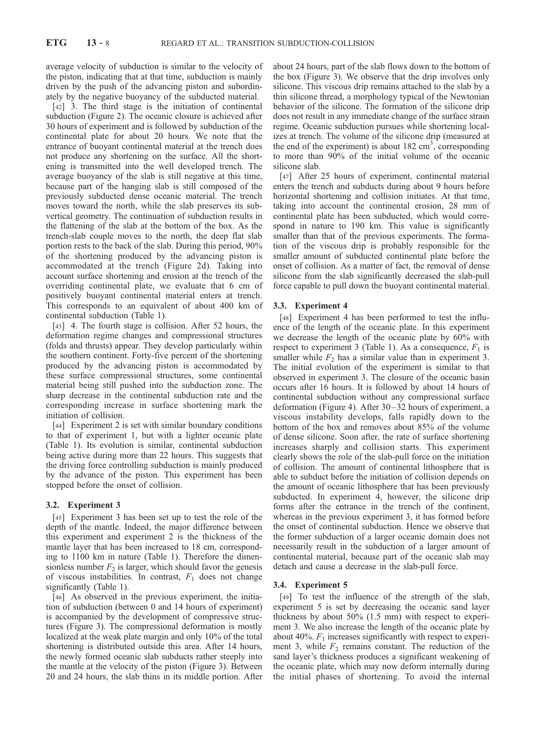average velocity of subduction is similar to the velocity of the piston, indicating that at that time, subduction is mainly driven by the push of the advancing piston and subordinately by the negative buoyancy of the subducted material.

[42] 3. The third stage is the initiation of continental subduction (Figure 2). The oceanic closure is achieved after 30 hours of experiment and is followed by subduction of the continental plate for about 20 hours. We note that the entrance of buoyant continental material at the trench does not produce any shortening on the surface. All the shortening is transmitted into the well developed trench. The average buoyancy of the slab is still negative at this time, because part of the hanging slab is still composed of the previously subducted dense oceanic material. The trench moves toward the north, while the slab preserves its subvertical geometry. The continuation of subduction results in the flattening of the slab at the bottom of the box. As the trench-slab couple moves to the north, the deep flat slab portion rests to the back of the slab. During this period, 90% of the shortening produced by the advancing piston is accommodated at the trench (Figure 2d). Taking into account surface shortening and erosion at the trench of the overriding continental plate, we evaluate that 6 cm of positively buoyant continental material enters at trench. This corresponds to an equivalent of about 400 km of continental subduction (Table 1).

[43] 4. The fourth stage is collision. After 52 hours, the deformation regime changes and compressional structures (folds and thrusts) appear. They develop particularly within the southern continent. Forty-five percent of the shortening produced by the advancing piston is accommodated by these surface compressional structures, some continental material being still pushed into the subduction zone. The sharp decrease in the continental subduction rate and the corresponding increase in surface shortening mark the initiation of collision.

[44] Experiment 2 is set with similar boundary conditions to that of experiment 1, but with a lighter oceanic plate (Table 1). Its evolution is similar, continental subduction being active during more than 22 hours. This suggests that the driving force controlling subduction is mainly produced by the advance of the piston. This experiment has been stopped before the onset of collision.

### 3.2. Experiment 3

[45] Experiment 3 has been set up to test the role of the depth of the mantle. Indeed, the major difference between this experiment and experiment 2 is the thickness of the mantle layer that has been increased to 18 cm, corresponding to 1100 km in nature (Table 1). Therefore the dimensionless number $F_2$ is larger, which should favor the genesis of viscous instabilities. In contrast, $F_1$ does not change significantly (Table 1).

[46] As observed in the previous experiment, the initiation of subduction (between 0 and 14 hours of experiment) is accompanied by the development of compressive structures (Figure 3). The compressional deformation is mostly localized at the weak plate margin and only 10% of the total shortening is distributed outside this area. After 14 hours, the newly formed oceanic slab subducts rather steeply into the mantle at the velocity of the piston (Figure 3). Between 20 and 24 hours, the slab thins in its middle portion. After about 24 hours, part of the slab flows down to the bottom of the box (Figure 3). We observe that the drip involves only silicone. This viscous drip remains attached to the slab by a thin silicone thread, a morphology typical of the Newtonian behavior of the silicone. The formation of the silicone drip does not result in any immediate change of the surface strain regime. Oceanic subduction pursues while shortening localizes at trench. The volume of the silicone drip (measured at the end of the experiment) is about 182 $cm^3$, corresponding to more than 90% of the initial volume of the oceanic silicone slab.

[47] After 25 hours of experiment, continental material enters the trench and subducts during about 9 hours before horizontal shortening and collision initiates. At that time, taking into account the continental erosion, 28 mm of continental plate has been subducted, which would correspond in nature to 190 km. This value is significantly smaller than that of the previous experiments. The formation of the viscous drip is probably responsible for the smaller amount of subducted continental plate before the onset of collision. As a matter of fact, the removal of dense silicone from the slab significantly decreased the slab-pull force capable to pull down the buoyant continental material.

### 3.3. Experiment 4

[48] Experiment 4 has been performed to test the influence of the length of the oceanic plate. In this experiment we decrease the length of the oceanic plate by 60% with respect to experiment 3 (Table 1). As a consequence, $F_1$ is smaller while $F_2$ has a similar value than in experiment 3. The initial evolution of the experiment is similar to that observed in experiment 3. The closure of the oceanic basin occurs after 16 hours. It is followed by about 14 hours of continental subduction without any compressional surface deformation (Figure 4). After 30–32 hours of experiment, a viscous instability develops, falls rapidly down to the bottom of the box and removes about 85% of the volume of dense silicone. Soon after, the rate of surface shortening increases sharply and collision starts. This experiment clearly shows the role of the slab-pull force on the initiation of collision. The amount of continental lithosphere that is able to subduct before the initiation of collision depends on the amount of oceanic lithosphere that has been previously subducted. In experiment 4, however, the silicone drip forms after the entrance in the trench of the continent, whereas in the previous experiment 3, it has formed before the onset of continental subduction. Hence we observe that the former subduction of a larger oceanic domain does not necessarily result in the subduction of a larger amount of continental material, because part of the oceanic slab may detach and cause a decrease in the slab-pull force.

### 3.4. Experiment 5

[49] To test the influence of the strength of the slab, experiment 5 is set by decreasing the oceanic sand layer thickness by about 50% (1.5 mm) with respect to experiment 3. We also increase the length of the oceanic plate by about 40%. $F_1$ increases significantly with respect to experiment 3, while $F_2$ remains constant. The reduction of the sand layer's thickness produces a significant weakening of the oceanic plate, which may now deform internally during the initial phases of shortening. To avoid the internal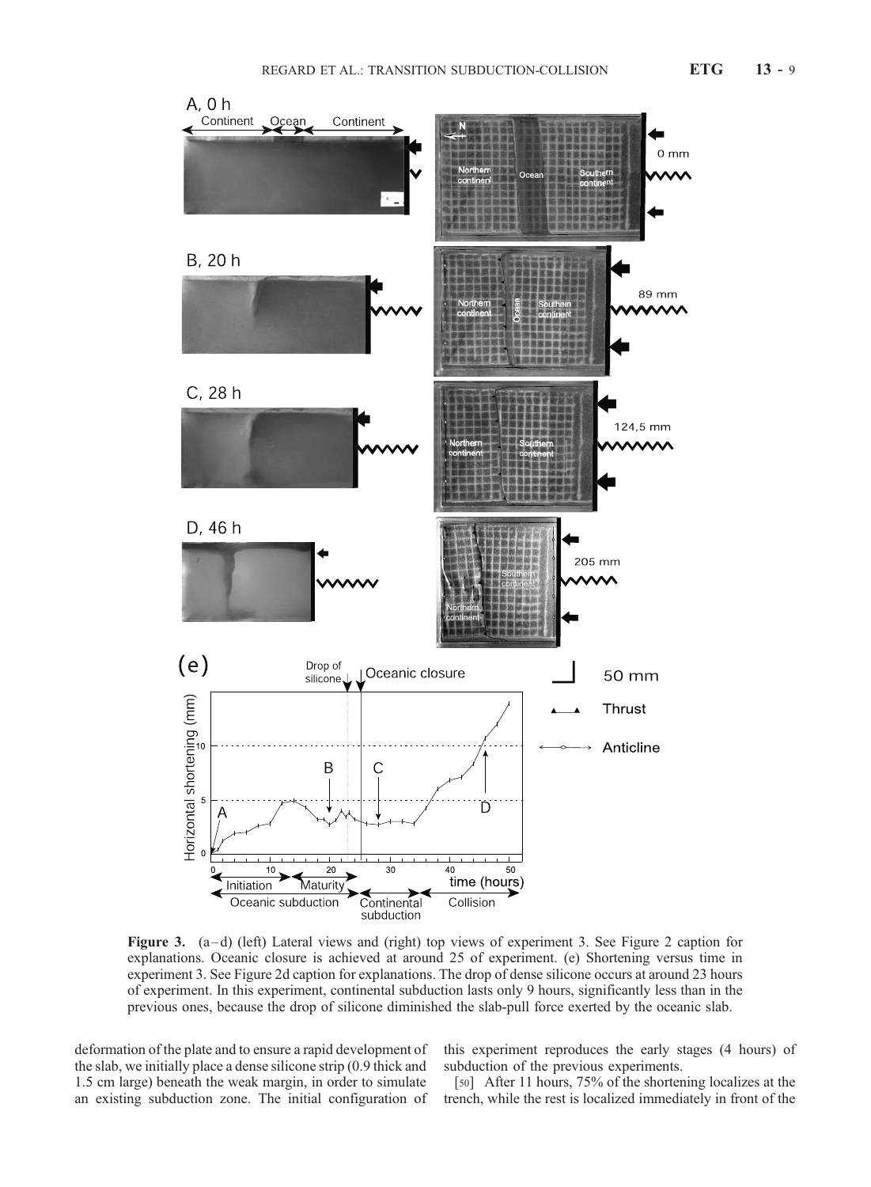**Figure 3.** (a–d) (left) Lateral views and (right) top views of experiment 3. See Figure 2 caption for explanations. Oceanic closure is achieved at around 25 of experiment. (e) Shortening versus time in experiment 3. See Figure 2d caption for explanations. The drop of dense silicone occurs at around 23 hours of experiment. In this experiment, continental subduction lasts only 9 hours, significantly less than in the previous ones, because the drop of silicone diminished the slab-pull force exerted by the oceanic slab.

deformation of the plate and to ensure a rapid development of the slab, we initially place a dense silicone strip (0.9 thick and 1.5 cm large) beneath the weak margin, in order to simulate an existing subduction zone. The initial configuration of this experiment reproduces the early stages (4 hours) of subduction of the previous experiments.

[50] After 11 hours, 75% of the shortening localizes at the trench, while the rest is localized immediately in front of the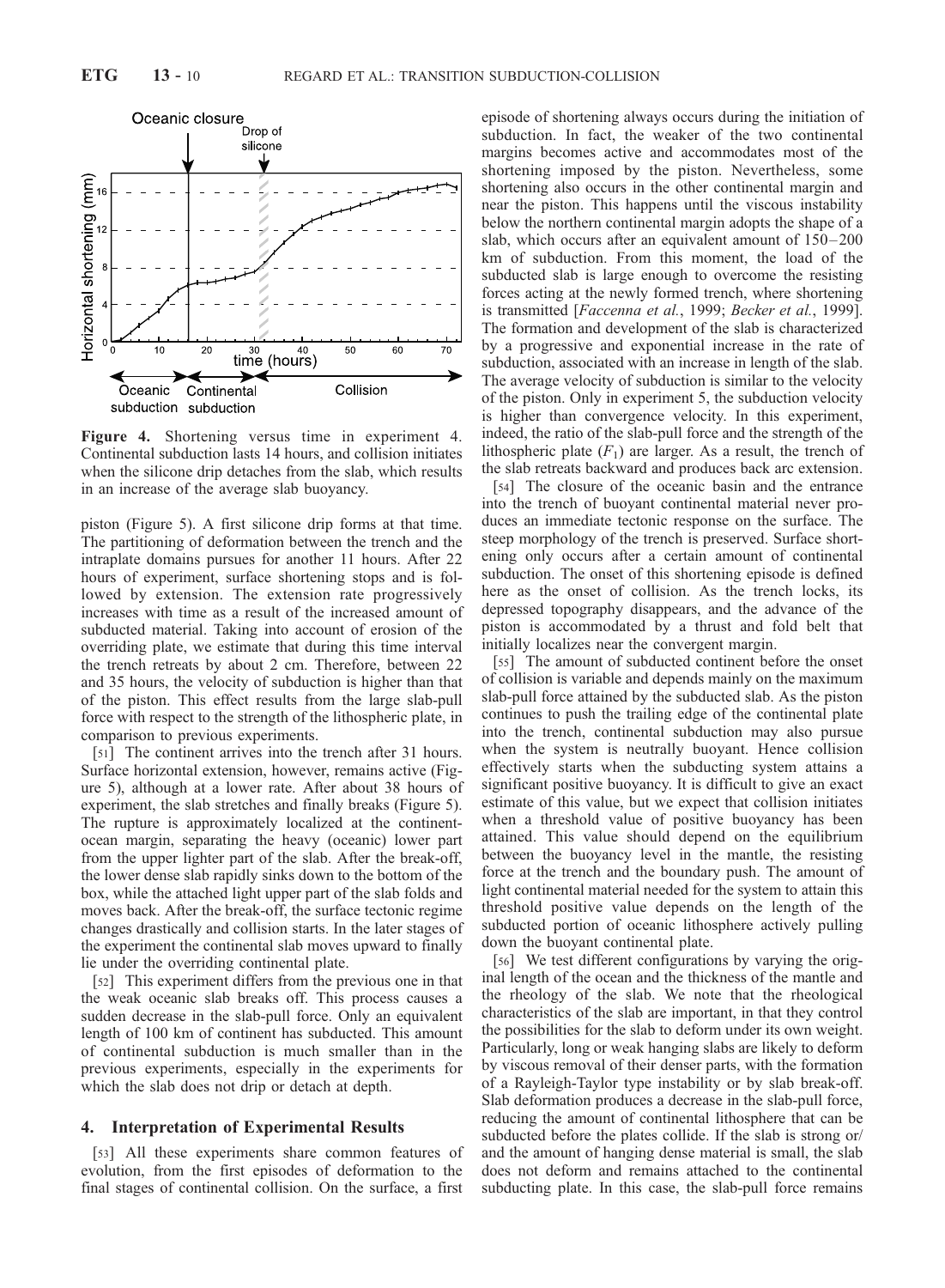Oceanic closure

Drop of silicone

Horizontal shortening (mm)

16

12

8

4

0

0 10 20 30 40 50 60 70

time (hours)

Oceanic subduction

Continental subduction

Collision

**Figure 4.** Shortening versus time in experiment 4. Continental subduction lasts 14 hours, and collision initiates when the silicone drip detaches from the slab, which results in an increase of the average slab buoyancy.

piston (Figure 5). A first silicone drip forms at that time. The partitioning of deformation between the trench and the intraplate domains pursues for another 11 hours. After 22 hours of experiment, surface shortening stops and is followed by extension. The extension rate progressively increases with time as a result of the increased amount of subducted material. Taking into account of erosion of the overriding plate, we estimate that during this time interval the trench retreats by about 2 cm. Therefore, between 22 and 35 hours, the velocity of subduction is higher than that of the piston. This effect results from the large slab-pull force with respect to the strength of the lithospheric plate, in comparison to previous experiments.

[51] The continent arrives into the trench after 31 hours. Surface horizontal extension, however, remains active (Figure 5), although at a lower rate. After about 38 hours of experiment, the slab stretches and finally breaks (Figure 5). The rupture is approximately localized at the continent-ocean margin, separating the heavy (oceanic) lower part from the upper lighter part of the slab. After the break-off, the lower dense slab rapidly sinks down to the bottom of the box, while the attached light upper part of the slab folds and moves back. After the break-off, the surface tectonic regime changes drastically and collision starts. In the later stages of the experiment the continental slab moves upward to finally lie under the overriding continental plate.

[52] This experiment differs from the previous one in that the weak oceanic slab breaks off. This process causes a sudden decrease in the slab-pull force. Only an equivalent length of 100 km of continent has subducted. This amount of continental subduction is much smaller than in the previous experiments, especially in the experiments for which the slab does not drip or detach at depth.

## 4. Interpretation of Experimental Results

[53] All these experiments share common features of evolution, from the first episodes of deformation to the final stages of continental collision. On the surface, a first episode of shortening always occurs during the initiation of subduction. In fact, the weaker of the two continental margins becomes active and accommodates most of the shortening imposed by the piston. Nevertheless, some shortening also occurs in the other continental margin and near the piston. This happens until the viscous instability below the northern continental margin adopts the shape of a slab, which occurs after an equivalent amount of 150–200 km of subduction. From this moment, the load of the subducted slab is large enough to overcome the resisting forces acting at the newly formed trench, where shortening is transmitted [*Faccenna et al.*, 1999; *Becker et al.*, 1999]. The formation and development of the slab is characterized by a progressive and exponential increase in the rate of subduction, associated with an increase in length of the slab. The average velocity of subduction is similar to the velocity of the piston. Only in experiment 5, the subduction velocity is higher than convergence velocity. In this experiment, indeed, the ratio of the slab-pull force and the strength of the lithospheric plate ($F_1$) are larger. As a result, the trench of the slab retreats backward and produces back arc extension.

[54] The closure of the oceanic basin and the entrance into the trench of buoyant continental material never produces an immediate tectonic response on the surface. The steep morphology of the trench is preserved. Surface shortening only occurs after a certain amount of continental subduction. The onset of this shortening episode is defined here as the onset of collision. As the trench locks, its depressed topography disappears, and the advance of the piston is accommodated by a thrust and fold belt that initially localizes near the convergent margin.

[55] The amount of subducted continent before the onset of collision is variable and depends mainly on the maximum slab-pull force attained by the subducted slab. As the piston continues to push the trailing edge of the continental plate into the trench, continental subduction may also pursue when the system is neutrally buoyant. Hence collision effectively starts when the subducting system attains a significant positive buoyancy. It is difficult to give an exact estimate of this value, but we expect that collision initiates when a threshold value of positive buoyancy has been attained. This value should depend on the equilibrium between the buoyancy level in the mantle, the resisting force at the trench and the boundary push. The amount of light continental material needed for the system to attain this threshold positive value depends on the length of the subducted portion of oceanic lithosphere actively pulling down the buoyant continental plate.

[56] We test different configurations by varying the original length of the ocean and the thickness of the mantle and the rheology of the slab. We note that the rheological characteristics of the slab are important, in that they control the possibilities for the slab to deform under its own weight. Particularly, long or weak hanging slabs are likely to deform by viscous removal of their denser parts, with the formation of a Rayleigh-Taylor type instability or by slab break-off. Slab deformation produces a decrease in the slab-pull force, reducing the amount of continental lithosphere that can be subducted before the plates collide. If the slab is strong or/and the amount of hanging dense material is small, the slab does not deform and remains attached to the continental subducting plate. In this case, the slab-pull force remains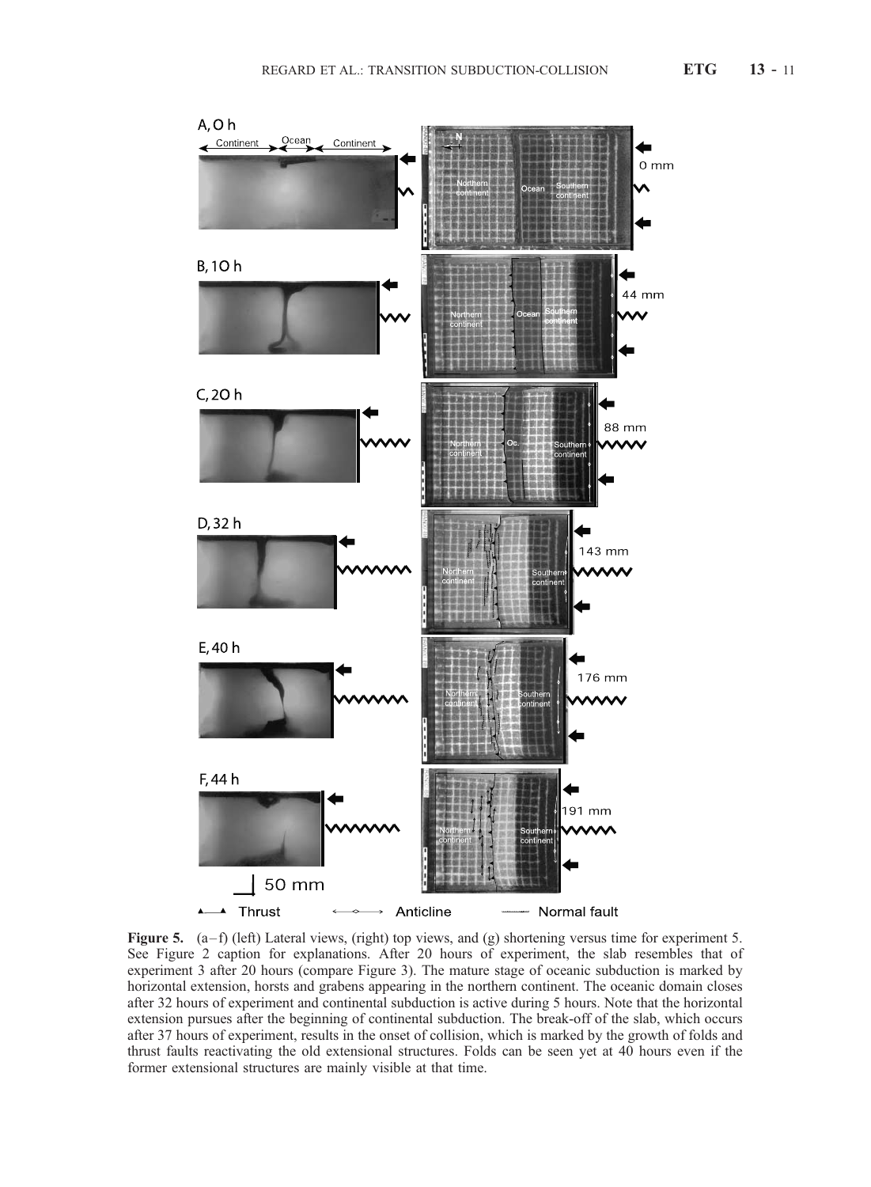**Figure 5.** (a–f) (left) Lateral views, (right) top views, and (g) shortening versus time for experiment 5. See Figure 2 caption for explanations. After 20 hours of experiment, the slab resembles that of experiment 3 after 20 hours (compare Figure 3). The mature stage of oceanic subduction is marked by horizontal extension, horsts and grabens appearing in the northern continent. The oceanic domain closes after 32 hours of experiment and continental subduction is active during 5 hours. Note that the horizontal extension pursues after the beginning of continental subduction. The break-off of the slab, which occurs after 37 hours of experiment, results in the onset of collision, which is marked by the growth of folds and thrust faults reactivating the old extensional structures. Folds can be seen yet at 40 hours even if the former extensional structures are mainly visible at that time.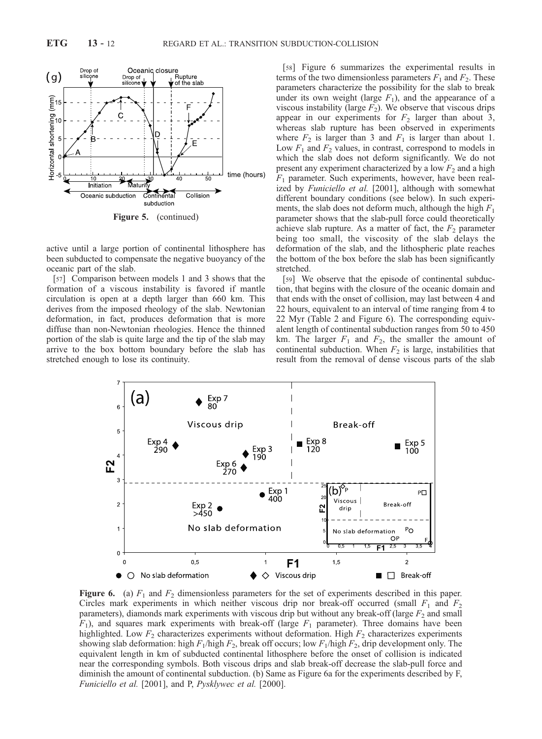Figure 5. (continued)

active until a large portion of continental lithosphere has been subducted to compensate the negative buoyancy of the oceanic part of the slab.

[57] Comparison between models 1 and 3 shows that the formation of a viscous instability is favored if mantle circulation is open at a depth larger than 660 km. This derives from the imposed rheology of the slab. Newtonian deformation, in fact, produces deformation that is more diffuse than non-Newtonian rheologies. Hence the thinned portion of the slab is quite large and the tip of the slab may arrive to the box bottom boundary before the slab has stretched enough to lose its continuity.

[58] Figure 6 summarizes the experimental results in terms of the two dimensionless parameters $F_1$ and $F_2$. These parameters characterize the possibility for the slab to break under its own weight (large $F_1$), and the appearance of a viscous instability (large $F_2$). We observe that viscous drips appear in our experiments for $F_2$ larger than about 3, whereas slab rupture has been observed in experiments where $F_2$ is larger than 3 and $F_1$ is larger than about 1. Low $F_1$ and $F_2$ values, in contrast, correspond to models in which the slab does not deform significantly. We do not present any experiment characterized by a low $F_2$ and a high $F_1$ parameter. Such experiments, however, have been realized by *Funiciello et al.* [2001], although with somewhat different boundary conditions (see below). In such experiments, the slab does not deform much, although the high $F_1$ parameter shows that the slab-pull force could theoretically achieve slab rupture. As a matter of fact, the $F_2$ parameter being too small, the viscosity of the slab delays the deformation of the slab, and the lithospheric plate reaches the bottom of the box before the slab has been significantly stretched.

[59] We observe that the episode of continental subduction, that begins with the closure of the oceanic domain and that ends with the onset of collision, may last between 4 and 22 hours, equivalent to an interval of time ranging from 4 to 22 Myr (Table 2 and Figure 6). The corresponding equivalent length of continental subduction ranges from 50 to 450 km. The larger $F_1$ and $F_2$, the smaller the amount of continental subduction. When $F_2$ is large, instabilities that result from the removal of dense viscous parts of the slab

**Figure 6.** (a) $F_1$ and $F_2$ dimensionless parameters for the set of experiments described in this paper. Circles mark experiments in which neither viscous drip nor break-off occurred (small $F_1$ and $F_2$ parameters), diamonds mark experiments with viscous drip but without any break-off (large $F_2$ and small $F_1$), and squares mark experiments with break-off (large $F_1$ parameter). Three domains have been highlighted. Low $F_2$ characterizes experiments without deformation. High $F_2$ characterizes experiments showing slab deformation: high $F_1$/high $F_2$, break off occurs; low $F_1$/high $F_2$, drip development only. The equivalent length in km of subducted continental lithosphere before the onset of collision is indicated near the corresponding symbols. Both viscous drips and slab break-off decrease the slab-pull force and diminish the amount of continental subduction. (b) Same as Figure 6a for the experiments described by F, *Funiciello et al.* [2001], and P, *Pysklywec et al.* [2000].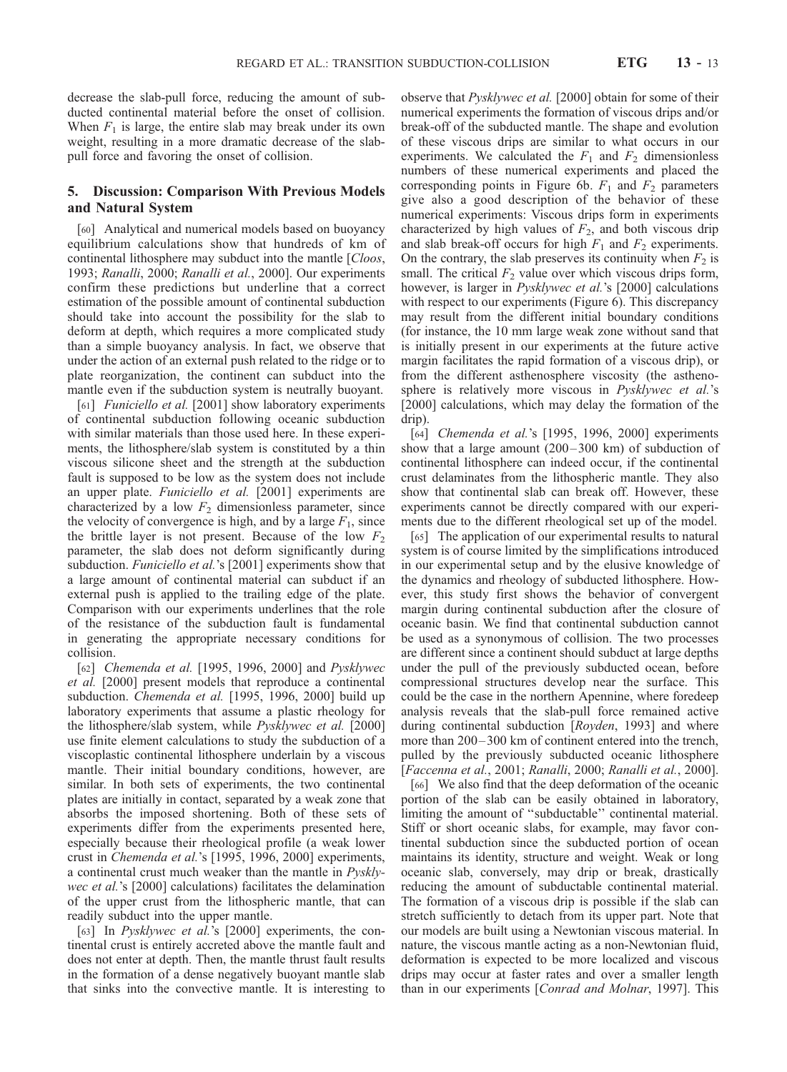decrease the slab-pull force, reducing the amount of subducted continental material before the onset of collision. When $F_1$ is large, the entire slab may break under its own weight, resulting in a more dramatic decrease of the slab-pull force and favoring the onset of collision.

## 5. Discussion: Comparison With Previous Models and Natural System

[60] Analytical and numerical models based on buoyancy equilibrium calculations show that hundreds of km of continental lithosphere may subduct into the mantle [*Cloos*, 1993; *Ranalli*, 2000; *Ranalli et al.*, 2000]. Our experiments confirm these predictions but underline that a correct estimation of the possible amount of continental subduction should take into account the possibility for the slab to deform at depth, which requires a more complicated study than a simple buoyancy analysis. In fact, we observe that under the action of an external push related to the ridge or to plate reorganization, the continent can subduct into the mantle even if the subduction system is neutrally buoyant.

[61] *Funiciello et al.* [2001] show laboratory experiments of continental subduction following oceanic subduction with similar materials than those used here. In these experiments, the lithosphere/slab system is constituted by a thin viscous silicone sheet and the strength at the subduction fault is supposed to be low as the system does not include an upper plate. *Funiciello et al.* [2001] experiments are characterized by a low $F_2$ dimensionless parameter, since the velocity of convergence is high, and by a large $F_1$, since the brittle layer is not present. Because of the low $F_2$ parameter, the slab does not deform significantly during subduction. *Funiciello et al.*'s [2001] experiments show that a large amount of continental material can subduct if an external push is applied to the trailing edge of the plate. Comparison with our experiments underlines that the role of the resistance of the subduction fault is fundamental in generating the appropriate necessary conditions for collision.

[62] *Chemenda et al.* [1995, 1996, 2000] and *Pysklywec et al.* [2000] present models that reproduce a continental subduction. *Chemenda et al.* [1995, 1996, 2000] build up laboratory experiments that assume a plastic rheology for the lithosphere/slab system, while *Pysklywec et al.* [2000] use finite element calculations to study the subduction of a viscoplastic continental lithosphere underlain by a viscous mantle. Their initial boundary conditions, however, are similar. In both sets of experiments, the two continental plates are initially in contact, separated by a weak zone that absorbs the imposed shortening. Both of these sets of experiments differ from the experiments presented here, especially because their rheological profile (a weak lower crust in *Chemenda et al.*'s [1995, 1996, 2000] experiments, a continental crust much weaker than the mantle in *Pysklywec et al.*'s [2000] calculations) facilitates the delamination of the upper crust from the lithospheric mantle, that can readily subduct into the upper mantle.

[63] In *Pysklywec et al.*'s [2000] experiments, the continental crust is entirely accreted above the mantle fault and does not enter at depth. Then, the mantle thrust fault results in the formation of a dense negatively buoyant mantle slab that sinks into the convective mantle. It is interesting to observe that *Pysklywec et al.* [2000] obtain for some of their numerical experiments the formation of viscous drips and/or break-off of the subducted mantle. The shape and evolution of these viscous drips are similar to what occurs in our experiments. We calculated the $F_1$ and $F_2$ dimensionless numbers of these numerical experiments and placed the corresponding points in Figure 6b. $F_1$ and $F_2$ parameters give also a good description of the behavior of these numerical experiments: Viscous drips form in experiments characterized by high values of $F_2$, and both viscous drip and slab break-off occurs for high $F_1$ and $F_2$ experiments. On the contrary, the slab preserves its continuity when $F_2$ is small. The critical $F_2$ value over which viscous drips form, however, is larger in *Pysklywec et al.*'s [2000] calculations with respect to our experiments (Figure 6). This discrepancy may result from the different initial boundary conditions (for instance, the 10 mm large weak zone without sand that is initially present in our experiments at the future active margin facilitates the rapid formation of a viscous drip), or from the different asthenosphere viscosity (the asthenosphere is relatively more viscous in *Pysklywec et al.*'s [2000] calculations, which may delay the formation of the drip).

[64] *Chemenda et al.*'s [1995, 1996, 2000] experiments show that a large amount (200–300 km) of subduction of continental lithosphere can indeed occur, if the continental crust delaminates from the lithospheric mantle. They also show that continental slab can break off. However, these experiments cannot be directly compared with our experiments due to the different rheological set up of the model.

[65] The application of our experimental results to natural system is of course limited by the simplifications introduced in our experimental setup and by the elusive knowledge of the dynamics and rheology of subducted lithosphere. However, this study first shows the behavior of convergent margin during continental subduction after the closure of oceanic basin. We find that continental subduction cannot be used as a synonymous of collision. The two processes are different since a continent should subduct at large depths under the pull of the previously subducted ocean, before compressional structures develop near the surface. This could be the case in the northern Apennine, where foredeep analysis reveals that the slab-pull force remained active during continental subduction [*Royden*, 1993] and where more than 200–300 km of continent entered into the trench, pulled by the previously subducted oceanic lithosphere [*Faccenna et al.*, 2001; *Ranalli*, 2000; *Ranalli et al.*, 2000].

[66] We also find that the deep deformation of the oceanic portion of the slab can be easily obtained in laboratory, limiting the amount of "subductable" continental material. Stiff or short oceanic slabs, for example, may favor continental subduction since the subducted portion of ocean maintains its identity, structure and weight. Weak or long oceanic slab, conversely, may drip or break, drastically reducing the amount of subductable continental material. The formation of a viscous drip is possible if the slab can stretch sufficiently to detach from its upper part. Note that our models are built using a Newtonian viscous material. In nature, the viscous mantle acting as a non-Newtonian fluid, deformation is expected to be more localized and viscous drips may occur at faster rates and over a smaller length than in our experiments [*Conrad and Molnar*, 1997]. This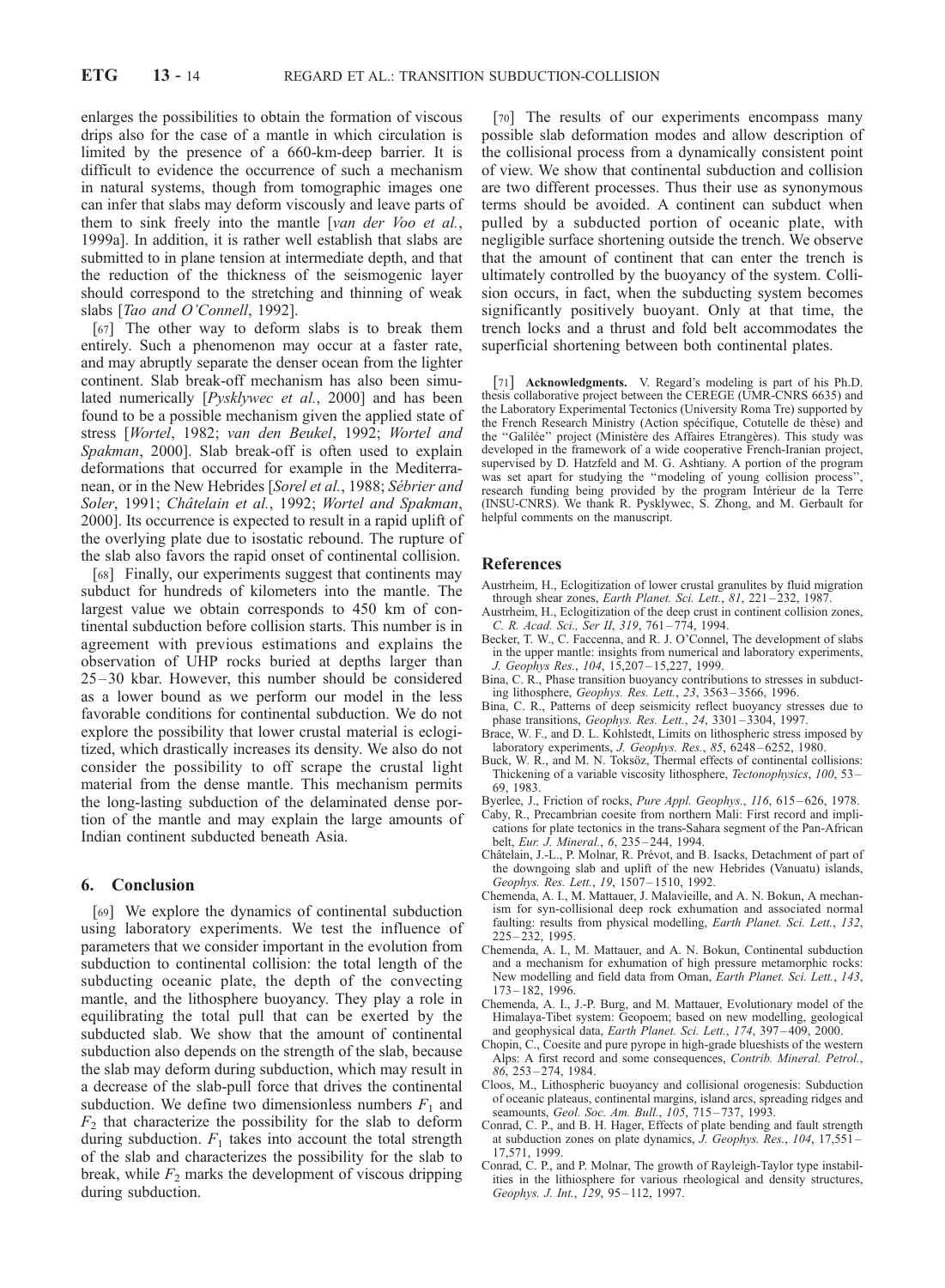enlarges the possibilities to obtain the formation of viscous drips also for the case of a mantle in which circulation is limited by the presence of a 660-km-deep barrier. It is difficult to evidence the occurrence of such a mechanism in natural systems, though from tomographic images one can infer that slabs may deform viscously and leave parts of them to sink freely into the mantle [*van der Voo et al.*, 1999a]. In addition, it is rather well establish that slabs are submitted to in plane tension at intermediate depth, and that the reduction of the thickness of the seismogenic layer should correspond to the stretching and thinning of weak slabs [*Tao and O'Connell*, 1992].

[67] The other way to deform slabs is to break them entirely. Such a phenomenon may occur at a faster rate, and may abruptly separate the denser ocean from the lighter continent. Slab break-off mechanism has also been simulated numerically [*Pysklywec et al.*, 2000] and has been found to be a possible mechanism given the applied state of stress [*Wortel*, 1982; *van den Beukel*, 1992; *Wortel and Spakman*, 2000]. Slab break-off is often used to explain deformations that occurred for example in the Mediterranean, or in the New Hebrides [*Sorel et al.*, 1988; *Sébrier and Soler*, 1991; *Châtelain et al.*, 1992; *Wortel and Spakman*, 2000]. Its occurrence is expected to result in a rapid uplift of the overlying plate due to isostatic rebound. The rupture of the slab also favors the rapid onset of continental collision.

[68] Finally, our experiments suggest that continents may subduct for hundreds of kilometers into the mantle. The largest value we obtain corresponds to 450 km of continental subduction before collision starts. This number is in agreement with previous estimations and explains the observation of UHP rocks buried at depths larger than 25–30 kbar. However, this number should be considered as a lower bound as we perform our model in the less favorable conditions for continental subduction. We do not explore the possibility that lower crustal material is eclogitized, which drastically increases its density. We also do not consider the possibility to off scrape the crustal light material from the dense mantle. This mechanism permits the long-lasting subduction of the delaminated dense portion of the mantle and may explain the large amounts of Indian continent subducted beneath Asia.

## 6. Conclusion

[69] We explore the dynamics of continental subduction using laboratory experiments. We test the influence of parameters that we consider important in the evolution from subduction to continental collision: the total length of the subducting oceanic plate, the depth of the convecting mantle, and the lithosphere buoyancy. They play a role in equilibrating the total pull that can be exerted by the subducted slab. We show that the amount of continental subduction also depends on the strength of the slab, because the slab may deform during subduction, which may result in a decrease of the slab-pull force that drives the continental subduction. We define two dimensionless numbers $F_1$ and $F_2$ that characterize the possibility for the slab to deform during subduction. $F_1$ takes into account the total strength of the slab and characterizes the possibility for the slab to break, while $F_2$ marks the development of viscous dripping during subduction.

[70] The results of our experiments encompass many possible slab deformation modes and allow description of the collisional process from a dynamically consistent point of view. We show that continental subduction and collision are two different processes. Thus their use as synonymous terms should be avoided. A continent can subduct when pulled by a subducted portion of oceanic plate, with negligible surface shortening outside the trench. We observe that the amount of continent that can enter the trench is ultimately controlled by the buoyancy of the system. Collision occurs, in fact, when the subducting system becomes significantly positively buoyant. Only at that time, the trench locks and a thrust and fold belt accommodates the superficial shortening between both continental plates.

[71] **Acknowledgments.** V. Regard's modeling is part of his Ph.D. thesis collaborative project between the CEREGE (UMR-CNRS 6635) and the Laboratory Experimental Tectonics (University Roma Tre) supported by the French Research Ministry (Action spécifique, Cotutelle de thèse) and the "Galilée" project (Ministère des Affaires Etrangères). This study was developed in the framework of a wide cooperative French-Iranian project, supervised by D. Hatzfeld and M. G. Ashtiany. A portion of the program was set apart for studying the "modeling of young collision process", research funding being provided by the program Intérieur de la Terre (INSU-CNRS). We thank R. Pysklywec, S. Zhong, and M. Gerbault for helpful comments on the manuscript.

## References

Austrheim, H., Eclogitization of lower crustal granulites by fluid migration through shear zones, *Earth Planet. Sci. Lett.*, *81*, 221–232, 1987.

Austrheim, H., Eclogitization of the deep crust in continent collision zones, *C. R. Acad. Sci., Ser II*, *319*, 761–774, 1994.

Becker, T. W., C. Faccenna, and R. J. O'Connel, The development of slabs in the upper mantle: insights from numerical and laboratory experiments, *J. Geophys Res.*, *104*, 15,207–15,227, 1999.

Bina, C. R., Phase transition buoyancy contributions to stresses in subducting lithosphere, *Geophys. Res. Lett.*, *23*, 3563–3566, 1996.

Bina, C. R., Patterns of deep seismicity reflect buoyancy stresses due to phase transitions, *Geophys. Res. Lett.*, *24*, 3301–3304, 1997.

Brace, W. F., and D. L. Kohlstedt, Limits on lithospheric stress imposed by laboratory experiments, *J. Geophys. Res.*, *85*, 6248–6252, 1980.

Buck, W. R., and M. N. Toksöz, Thermal effects of continental collisions: Thickening of a variable viscosity lithosphere, *Tectonophysics*, *100*, 53–69, 1983.

Byerlee, J., Friction of rocks, *Pure Appl. Geophys.*, *116*, 615–626, 1978.

Caby, R., Precambrian coesite from northern Mali: First record and implications for plate tectonics in the trans-Sahara segment of the Pan-African belt, *Eur. J. Mineral.*, *6*, 235–244, 1994.

Châtelain, J.-L., P. Molnar, R. Prévot, and B. Isacks, Detachment of part of the downgoing slab and uplift of the new Hebrides (Vanuatu) islands, *Geophys. Res. Lett.*, *19*, 1507–1510, 1992.

Chemenda, A. I., M. Mattauer, J. Malavieille, and A. N. Bokun, A mechanism for syn-collisional deep rock exhumation and associated normal faulting: results from physical modelling, *Earth Planet. Sci. Lett.*, *132*, 225–232, 1995.

Chemenda, A. I., M. Mattauer, and A. N. Bokun, Continental subduction and a mechanism for exhumation of high pressure metamorphic rocks: New modelling and field data from Oman, *Earth Planet. Sci. Lett.*, *143*, 173–182, 1996.

Chemenda, A. I., J.-P. Burg, and M. Mattauer, Evolutionary model of the Himalaya-Tibet system: Geopoem; based on new modelling, geological and geophysical data, *Earth Planet. Sci. Lett.*, *174*, 397–409, 2000.

Chopin, C., Coesite and pure pyrope in high-grade blueshists of the western Alps: A first record and some consequences, *Contrib. Mineral. Petrol.*, *86*, 253–274, 1984.

Cloos, M., Lithospheric buoyancy and collisional orogenesis: Subduction of oceanic plateaus, continental margins, island arcs, spreading ridges and seamounts, *Geol. Soc. Am. Bull.*, *105*, 715–737, 1993.

Conrad, C. P., and B. H. Hager, Effects of plate bending and fault strength at subduction zones on plate dynamics, *J. Geophys. Res.*, *104*, 17,551–17,571, 1999.

Conrad, C. P., and P. Molnar, The growth of Rayleigh-Taylor type instabilities in the lithiosphere for various rheological and density structures, *Geophys. J. Int.*, *129*, 95–112, 1997.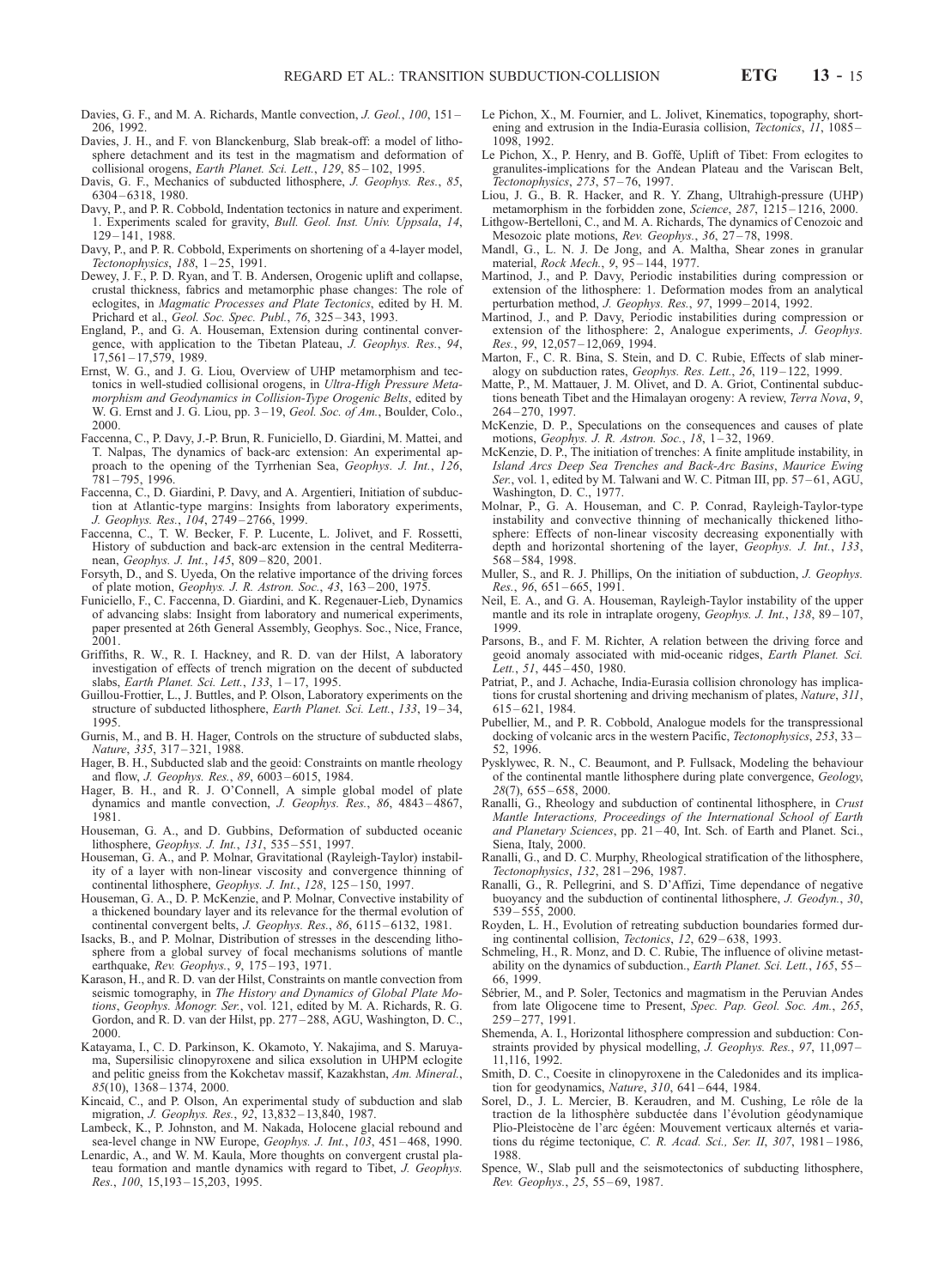Davies, G. F., and M. A. Richards, Mantle convection, *J. Geol.*, *100*, 151–206, 1992.

Davies, J. H., and F. von Blanckenburg, Slab break-off: a model of lithosphere detachment and its test in the magmatism and deformation of collisional orogens, *Earth Planet. Sci. Lett.*, *129*, 85–102, 1995.

Davis, G. F., Mechanics of subducted lithosphere, *J. Geophys. Res.*, *85*, 6304–6318, 1980.

Davy, P., and P. R. Cobbold, Indentation tectonics in nature and experiment. 1. Experiments scaled for gravity, *Bull. Geol. Inst. Univ. Uppsala*, *14*, 129–141, 1988.

Davy, P., and P. R. Cobbold, Experiments on shortening of a 4-layer model, *Tectonophysics*, *188*, 1–25, 1991.

Dewey, J. F., P. D. Ryan, and T. B. Andersen, Orogenic uplift and collapse, crustal thickness, fabrics and metamorphic phase changes: The role of eclogites, in *Magmatic Processes and Plate Tectonics*, edited by H. M. Prichard et al., *Geol. Soc. Spec. Publ.*, *76*, 325–343, 1993.

England, P., and G. A. Houseman, Extension during continental convergence, with application to the Tibetan Plateau, *J. Geophys. Res.*, *94*, 17,561–17,579, 1989.

Ernst, W. G., and J. G. Liou, Overview of UHP metamorphism and tectonics in well-studied collisional orogens, in *Ultra-High Pressure Metamorphism and Geodynamics in Collision-Type Orogenic Belts*, edited by W. G. Ernst and J. G. Liou, pp. 3–19, *Geol. Soc. of Am.*, Boulder, Colo., 2000.

Faccenna, C., P. Davy, J.-P. Brun, R. Funiciello, D. Giardini, M. Mattei, and T. Nalpas, The dynamics of back-arc extension: An experimental approach to the opening of the Tyrrhenian Sea, *Geophys. J. Int.*, *126*, 781–795, 1996.

Faccenna, C., D. Giardini, P. Davy, and A. Argentieri, Initiation of subduction at Atlantic-type margins: Insights from laboratory experiments, *J. Geophys. Res.*, *104*, 2749–2766, 1999.

Faccenna, C., T. W. Becker, F. P. Lucente, L. Jolivet, and F. Rossetti, History of subduction and back-arc extension in the central Mediterranean, *Geophys. J. Int.*, *145*, 809–820, 2001.

Forsyth, D., and S. Uyeda, On the relative importance of the driving forces of plate motion, *Geophys. J. R. Astron. Soc.*, *43*, 163–200, 1975.

Funiciello, F., C. Faccenna, D. Giardini, and K. Regenauer-Lieb, Dynamics of advancing slabs: Insight from laboratory and numerical experiments, paper presented at 26th General Assembly, Geophys. Soc., Nice, France, 2001.

Griffiths, R. W., R. I. Hackney, and R. D. van der Hilst, A laboratory investigation of effects of trench migration on the decent of subducted slabs, *Earth Planet. Sci. Lett.*, *133*, 1–17, 1995.

Guillou-Frottier, L., J. Buttles, and P. Olson, Laboratory experiments on the structure of subducted lithosphere, *Earth Planet. Sci. Lett.*, *133*, 19–34, 1995.

Gurnis, M., and B. H. Hager, Controls on the structure of subducted slabs, *Nature*, *335*, 317–321, 1988.

Hager, B. H., Subducted slab and the geoid: Constraints on mantle rheology and flow, *J. Geophys. Res.*, *89*, 6003–6015, 1984.

Hager, B. H., and R. J. O'Connell, A simple global model of plate dynamics and mantle convection, *J. Geophys. Res.*, *86*, 4843–4867, 1981.

Houseman, G. A., and D. Gubbins, Deformation of subducted oceanic lithosphere, *Geophys. J. Int.*, *131*, 535–551, 1997.

Houseman, G. A., and P. Molnar, Gravitational (Rayleigh-Taylor) instability of a layer with non-linear viscosity and convergence thinning of continental lithosphere, *Geophys. J. Int.*, *128*, 125–150, 1997.

Houseman, G. A., D. P. McKenzie, and P. Molnar, Convective instability of a thickened boundary layer and its relevance for the thermal evolution of continental convergent belts, *J. Geophys. Res.*, *86*, 6115–6132, 1981.

Isacks, B., and P. Molnar, Distribution of stresses in the descending lithosphere from a global survey of focal mechanisms solutions of mantle earthquake, *Rev. Geophys.*, *9*, 175–193, 1971.

Karason, H., and R. D. van der Hilst, Constraints on mantle convection from seismic tomography, in *The History and Dynamics of Global Plate Motions*, *Geophys. Monogr. Ser.*, vol. 121, edited by M. A. Richards, R. G. Gordon, and R. D. van der Hilst, pp. 277–288, AGU, Washington, D. C., 2000.

Katayama, I., C. D. Parkinson, K. Okamoto, Y. Nakajima, and S. Maruyama, Supersilisic clinopyroxene and silica exsolution in UHPM eclogite and pelitic gneiss from the Kokchetav massif, Kazakhstan, *Am. Mineral.*, *85*(10), 1368–1374, 2000.

Kincaid, C., and P. Olson, An experimental study of subduction and slab migration, *J. Geophys. Res.*, *92*, 13,832–13,840, 1987.

Lambeck, K., P. Johnston, and M. Nakada, Holocene glacial rebound and sea-level change in NW Europe, *Geophys. J. Int.*, *103*, 451–468, 1990.

Lenardic, A., and W. M. Kaula, More thoughts on convergent crustal plateau formation and mantle dynamics with regard to Tibet, *J. Geophys. Res.*, *100*, 15,193–15,203, 1995.

Le Pichon, X., M. Fournier, and L. Jolivet, Kinematics, topography, shortening and extrusion in the India-Eurasia collision, *Tectonics*, *11*, 1085–1098, 1992.

Le Pichon, X., P. Henry, and B. Goffé, Uplift of Tibet: From eclogites to granulites-implications for the Andean Plateau and the Variscan Belt, *Tectonophysics*, *273*, 57–76, 1997.

Liou, J. G., B. R. Hacker, and R. Y. Zhang, Ultrahigh-pressure (UHP) metamorphism in the forbidden zone, *Science*, *287*, 1215–1216, 2000.

Lithgow-Bertelloni, C., and M. A. Richards, The dynamics of Cenozoic and Mesozoic plate motions, *Rev. Geophys.*, *36*, 27–78, 1998.

Mandl, G., L. N. J. De Jong, and A. Maltha, Shear zones in granular material, *Rock Mech.*, *9*, 95–144, 1977.

Martinod, J., and P. Davy, Periodic instabilities during compression or extension of the lithosphere: 1. Deformation modes from an analytical perturbation method, *J. Geophys. Res.*, *97*, 1999–2014, 1992.

Martinod, J., and P. Davy, Periodic instabilities during compression or extension of the lithosphere: 2, Analogue experiments, *J. Geophys. Res.*, *99*, 12,057–12,069, 1994.

Marton, F., C. R. Bina, S. Stein, and D. C. Rubie, Effects of slab mineralogy on subduction rates, *Geophys. Res. Lett.*, *26*, 119–122, 1999.

Matte, P., M. Mattauer, J. M. Olivet, and D. A. Griot, Continental subductions beneath Tibet and the Himalayan orogeny: A review, *Terra Nova*, *9*, 264–270, 1997.

McKenzie, D. P., Speculations on the consequences and causes of plate motions, *Geophys. J. R. Astron. Soc.*, *18*, 1–32, 1969.

McKenzie, D. P., The initiation of trenches: A finite amplitude instability, in *Island Arcs Deep Sea Trenches and Back-Arc Basins*, *Maurice Ewing Ser.*, vol. 1, edited by M. Talwani and W. C. Pitman III, pp. 57–61, AGU, Washington, D. C., 1977.

Molnar, P., G. A. Houseman, and C. P. Conrad, Rayleigh-Taylor-type instability and convective thinning of mechanically thickened lithosphere: Effects of non-linear viscosity decreasing exponentially with depth and horizontal shortening of the layer, *Geophys. J. Int.*, *133*, 568–584, 1998.

Muller, S., and R. J. Phillips, On the initiation of subduction, *J. Geophys. Res.*, *96*, 651–665, 1991.

Neil, E. A., and G. A. Houseman, Rayleigh-Taylor instability of the upper mantle and its role in intraplate orogeny, *Geophys. J. Int.*, *138*, 89–107, 1999.

Parsons, B., and F. M. Richter, A relation between the driving force and geoid anomaly associated with mid-oceanic ridges, *Earth Planet. Sci. Lett.*, *51*, 445–450, 1980.

Patriat, P., and J. Achache, India-Eurasia collision chronology has implications for crustal shortening and driving mechanism of plates, *Nature*, *311*, 615–621, 1984.

Pubellier, M., and P. R. Cobbold, Analogue models for the transpressional docking of volcanic arcs in the western Pacific, *Tectonophysics*, *253*, 33–52, 1996.

Pysklywec, R. N., C. Beaumont, and P. Fullsack, Modeling the behaviour of the continental mantle lithosphere during plate convergence, *Geology*, *28*(7), 655–658, 2000.

Ranalli, G., Rheology and subduction of continental lithosphere, in *Crust Mantle Interactions, Proceedings of the International School of Earth and Planetary Sciences*, pp. 21–40, Int. Sch. of Earth and Planet. Sci., Siena, Italy, 2000.

Ranalli, G., and D. C. Murphy, Rheological stratification of the lithosphere, *Tectonophysics*, *132*, 281–296, 1987.

Ranalli, G., R. Pellegrini, and S. D'Affízi, Time dependance of negative buoyancy and the subduction of continental lithosphere, *J. Geodyn.*, *30*, 539–555, 2000.

Royden, L. H., Evolution of retreating subduction boundaries formed during continental collision, *Tectonics*, *12*, 629–638, 1993.

Schmeling, H., R. Monz, and D. C. Rubie, The influence of olivine metastability on the dynamics of subduction., *Earth Planet. Sci. Lett.*, *165*, 55–66, 1999.

Sébrier, M., and P. Soler, Tectonics and magmatism in the Peruvian Andes from late Oligocene time to Present, *Spec. Pap. Geol. Soc. Am.*, *265*, 259–277, 1991.

Shemenda, A. I., Horizontal lithosphere compression and subduction: Constraints provided by physical modelling, *J. Geophys. Res.*, *97*, 11,097–11,116, 1992.

Smith, D. C., Coesite in clinopyroxene in the Caledonides and its implication for geodynamics, *Nature*, *310*, 641–644, 1984.

Sorel, D., J. L. Mercier, B. Keraudren, and M. Cushing, Le rôle de la traction de la lithosphère subductée dans l'évolution géodynamique Plio-Pleistocène de l'arc égéen: Mouvement verticaux alternés et variations du régime tectonique, *C. R. Acad. Sci., Ser. II*, *307*, 1981–1986, 1988.

Spence, W., Slab pull and the seismotectonics of subducting lithosphere, *Rev. Geophys.*, *25*, 55–69, 1987.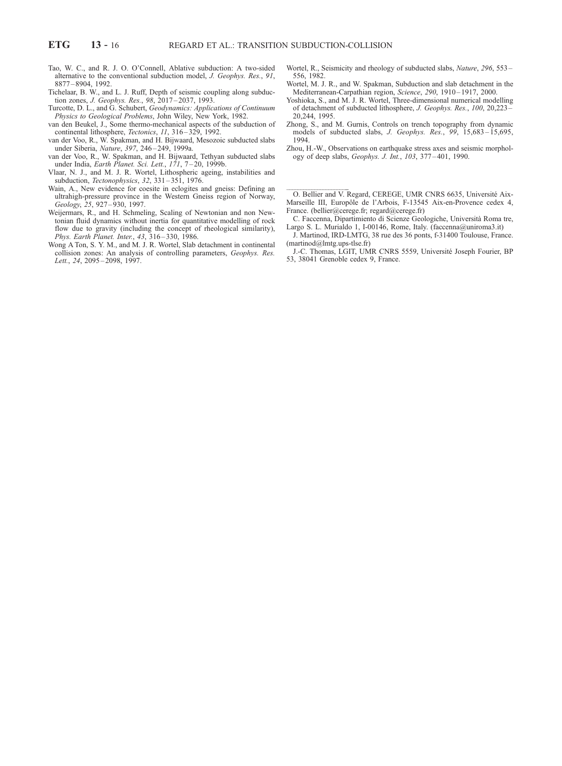Tao, W. C., and R. J. O. O'Connell, Ablative subduction: A two-sided alternative to the conventional subduction model, *J. Geophys. Res.*, *91*, 8877–8904, 1992.

Tichelaar, B. W., and L. J. Ruff, Depth of seismic coupling along subduction zones, *J. Geophys. Res.*, *98*, 2017–2037, 1993.

Turcotte, D. L., and G. Schubert, *Geodynamics: Applications of Continuum Physics to Geological Problems*, John Wiley, New York, 1982.

van den Beukel, J., Some thermo-mechanical aspects of the subduction of continental lithosphere, *Tectonics*, *11*, 316–329, 1992.

van der Voo, R., W. Spakman, and H. Bijwaard, Mesozoic subducted slabs under Siberia, *Nature*, *397*, 246–249, 1999a.

van der Voo, R., W. Spakman, and H. Bijwaard, Tethyan subducted slabs under India, *Earth Planet. Sci. Lett.*, *171*, 7–20, 1999b.

Vlaar, N. J., and M. J. R. Wortel, Lithospheric ageing, instabilities and subduction, *Tectonophysics*, *32*, 331–351, 1976.

Wain, A., New evidence for coesite in eclogites and gneiss: Defining an ultrahigh-pressure province in the Western Gneiss region of Norway, *Geology*, *25*, 927–930, 1997.

Weijermars, R., and H. Schmeling, Scaling of Newtonian and non Newtonian fluid dynamics without inertia for quantitative modelling of rock flow due to gravity (including the concept of rheological similarity), *Phys. Earth Planet. Inter.*, *43*, 316–330, 1986.

Wong A Ton, S. Y. M., and M. J. R. Wortel, Slab detachment in continental collision zones: An analysis of controlling parameters, *Geophys. Res. Lett.*, *24*, 2095–2098, 1997.

Wortel, R., Seismicity and rheology of subducted slabs, *Nature*, *296*, 553–556, 1982.

Wortel, M. J. R., and W. Spakman, Subduction and slab detachment in the Mediterranean-Carpathian region, *Science*, *290*, 1910–1917, 2000.

Yoshioka, S., and M. J. R. Wortel, Three-dimensional numerical modelling of detachment of subducted lithosphere, *J. Geophys. Res.*, *100*, 20,223–20,244, 1995.

Zhong, S., and M. Gurnis, Controls on trench topography from dynamic models of subducted slabs, *J. Geophys. Res.*, *99*, 15,683–15,695, 1994.

Zhou, H.-W., Observations on earthquake stress axes and seismic morphology of deep slabs, *Geophys. J. Int.*, *103*, 377–401, 1990.

---

O. Bellier and V. Regard, CEREGE, UMR CNRS 6635, Université Aix-Marseille III, Europôle de l'Arbois, F-13545 Aix-en-Provence cedex 4, France. (bellier@cerege.fr; regard@cerege.fr)

C. Faccenna, Dipartimiento di Scienze Geologiche, Università Roma tre, Largo S. L. Murialdo 1, I-00146, Rome, Italy. (faccenna@uniroma3.it)

J. Martinod, IRD-LMTG, 38 rue des 36 ponts, f-31400 Toulouse, France. (martinod@lmtg.ups-tlse.fr)

J.-C. Thomas, LGIT, UMR CNRS 5559, Université Joseph Fourier, BP 53, 38041 Grenoble cedex 9, France.